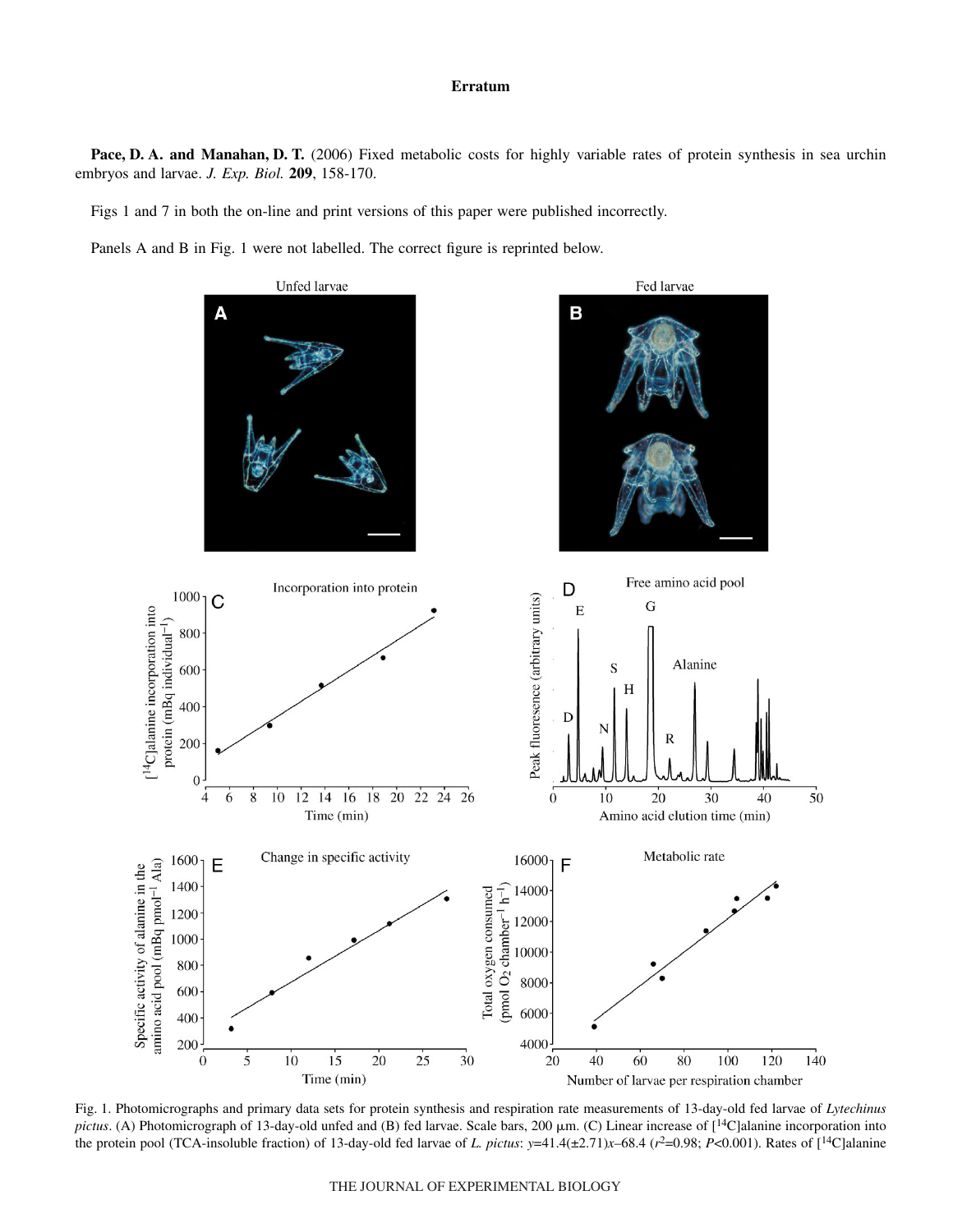# Erratum

**Pace, D. A. and Manahan, D. T.** (2006) Fixed metabolic costs for highly variable rates of protein synthesis in sea urchin embryos and larvae. *J. Exp. Biol.* **209**, 158-170.

Figs 1 and 7 in both the on-line and print versions of this paper were published incorrectly.

Panels A and B in Fig. 1 were not labelled. The correct figure is reprinted below.

Unfed larvae

A

Fed larvae

B

Incorporation into protein

C

[$^{14}$C]alanine incorporation into protein (mBq individual$^{-1}$)

1000
800
600
400
200
0

4 6 8 10 12 14 16 18 20 22 24 26

Time (min)

D

Free amino acid pool

Peak fluorescence (arbitrary units)

E G S H Alanine D N R

0 10 20 30 40 50

Amino acid elution time (min)

E

Change in specific activity

Specific activity of alanine in the amino acid pool (mBq pmol$^{-1}$ Ala)

1600
1400
1200
1000
800
600
400
200

0 5 10 15 20 25 30

Time (min)

F

Metabolic rate

Total oxygen consumed (pmol $O_2$ chamber$^{-1}$ h$^{-1}$)

16000
14000
12000
10000
8000
6000
4000

20 40 60 80 100 120 140

Number of larvae per respiration chamber

Fig. 1. Photomicrographs and primary data sets for protein synthesis and respiration rate measurements of 13-day-old fed larvae of *Lytechinus pictus*. (A) Photomicrograph of 13-day-old unfed and (B) fed larvae. Scale bars, 200 µm. (C) Linear increase of [$^{14}$C]alanine incorporation into the protein pool (TCA-insoluble fraction) of 13-day-old fed larvae of *L. pictus*: $y$=41.4(±2.71)$x$–68.4 ($r^2$=0.98; $P$<0.001). Rates of [$^{14}$C]alanine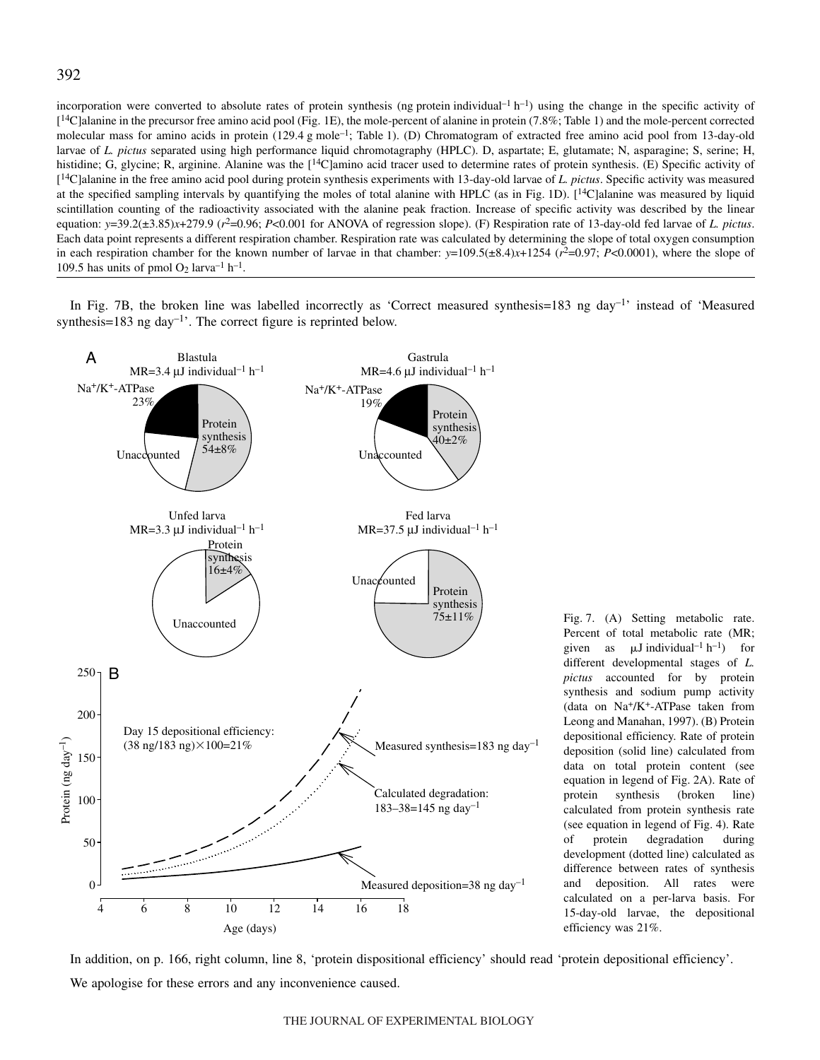incorporation were converted to absolute rates of protein synthesis (ng protein individual$^{-1}$ h$^{-1}$) using the change in the specific activity of [$^{14}$C]alanine in the precursor free amino acid pool (Fig. 1E), the mole-percent of alanine in protein (7.8%; Table 1) and the mole-percent corrected molecular mass for amino acids in protein (129.4 g mole$^{-1}$; Table 1). (D) Chromatogram of extracted free amino acid pool from 13-day-old larvae of *L. pictus* separated using high performance liquid chromatagraphy (HPLC). D, aspartate; E, glutamate; N, asparagine; S, serine; H, histidine; G, glycine; R, arginine. Alanine was the [$^{14}$C]amino acid tracer used to determine rates of protein synthesis. (E) Specific activity of [$^{14}$C]alanine in the free amino acid pool during protein synthesis experiments with 13-day-old larvae of *L. pictus*. Specific activity was measured at the specified sampling intervals by quantifying the moles of total alanine with HPLC (as in Fig. 1D). [$^{14}$C]alanine was measured by liquid scintillation counting of the radioactivity associated with the alanine peak fraction. Increase of specific activity was described by the linear equation: $y$=39.2(±3.85)$x$+279.9 ($r^2$=0.96; $P$<0.001 for ANOVA of regression slope). (F) Respiration rate of 13-day-old fed larvae of *L. pictus*. Each data point represents a different respiration chamber. Respiration rate was calculated by determining the slope of total oxygen consumption in each respiration chamber for the known number of larvae in that chamber: $y$=109.5(±8.4)$x$+1254 ($r^2$=0.97; $P$<0.0001), where the slope of 109.5 has units of pmol $O_2$ larva$^{-1}$ h$^{-1}$.

In Fig. 7B, the broken line was labelled incorrectly as 'Correct measured synthesis=183 ng day$^{-1}$' instead of 'Measured synthesis=183 ng day$^{-1}$'. The correct figure is reprinted below.

A

Blastula
MR=3.4 μJ individual$^{-1}$ h$^{-1}$
Na$^+$/K$^+$-ATPase 23%
Protein synthesis 54±8%
Unaccounted

Gastrula
MR=4.6 μJ individual$^{-1}$ h$^{-1}$
Na$^+$/K$^+$-ATPase 19%
Protein synthesis 40±2%
Unaccounted

Unfed larva
MR=3.3 μJ individual$^{-1}$ h$^{-1}$
Protein synthesis 16±4%
Unaccounted

Fed larva
MR=37.5 μJ individual$^{-1}$ h$^{-1}$
Unaccounted
Protein synthesis 75±11%

B

Day 15 depositional efficiency:
(38 ng/183 ng)×100=21%
Measured synthesis=183 ng day$^{-1}$
Calculated degradation:
183–38=145 ng day$^{-1}$
Measured deposition=38 ng day$^{-1}$
Protein (ng day$^{-1}$)
Age (days)

Fig. 7. (A) Setting metabolic rate. Percent of total metabolic rate (MR; given as μJ individual$^{-1}$ h$^{-1}$) for different developmental stages of *L. pictus* accounted for by protein synthesis and sodium pump activity (data on Na$^+$/K$^+$-ATPase taken from Leong and Manahan, 1997). (B) Protein depositional efficiency. Rate of protein deposition (solid line) calculated from data on total protein content (see equation in legend of Fig. 2A). Rate of protein synthesis (broken line) calculated from protein synthesis rate (see equation in legend of Fig. 4). Rate of protein degradation during development (dotted line) calculated as difference between rates of synthesis and deposition. All rates were calculated on a per-larva basis. For 15-day-old larvae, the depositional efficiency was 21%.

In addition, on p. 166, right column, line 8, 'protein dispositional efficiency' should read 'protein depositional efficiency'.

We apologise for these errors and any inconvenience caused.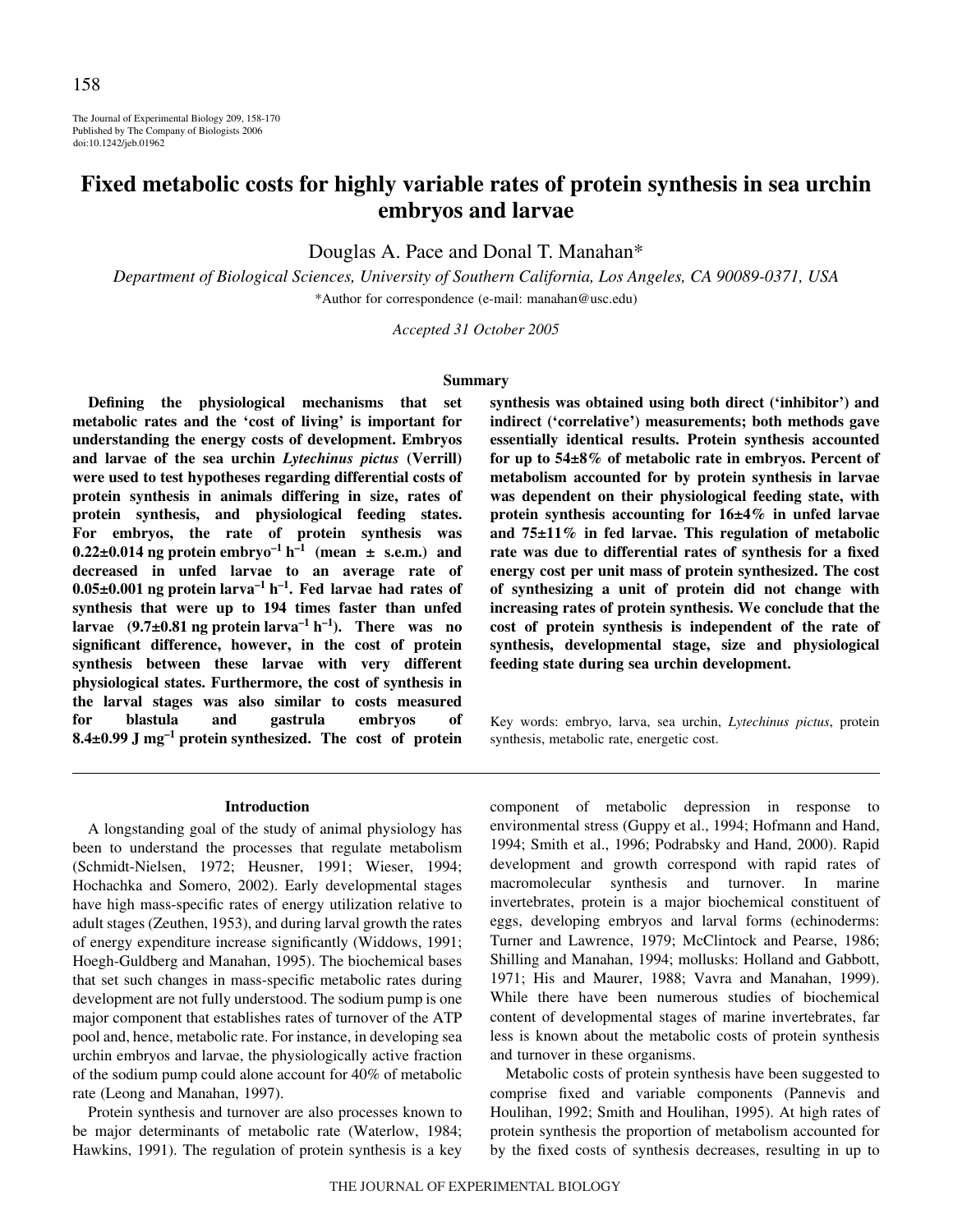# Fixed metabolic costs for highly variable rates of protein synthesis in sea urchin embryos and larvae

Douglas A. Pace and Donal T. Manahan*

*Department of Biological Sciences, University of Southern California, Los Angeles, CA 90089-0371, USA*

*Author for correspondence (e-mail: manahan@usc.edu)

*Accepted 31 October 2005*

## Summary

**Defining the physiological mechanisms that set metabolic rates and the 'cost of living' is important for understanding the energy costs of development. Embryos and larvae of the sea urchin *Lytechinus pictus* (Verrill) were used to test hypotheses regarding differential costs of protein synthesis in animals differing in size, rates of protein synthesis, and physiological feeding states. For embryos, the rate of protein synthesis was 0.22±0.014 ng protein embryo$^{-1}$ h$^{-1}$ (mean ± s.e.m.) and decreased in unfed larvae to an average rate of 0.05±0.001 ng protein larva$^{-1}$ h$^{-1}$. Fed larvae had rates of synthesis that were up to 194 times faster than unfed larvae (9.7±0.81 ng protein larva$^{-1}$ h$^{-1}$). There was no significant difference, however, in the cost of protein synthesis between these larvae with very different physiological states. Furthermore, the cost of synthesis in the larval stages was also similar to costs measured for blastula and gastrula embryos of 8.4±0.99 J mg$^{-1}$ protein synthesized. The cost of protein synthesis was obtained using both direct ('inhibitor') and indirect ('correlative') measurements; both methods gave essentially identical results. Protein synthesis accounted for up to 54±8% of metabolic rate in embryos. Percent of metabolism accounted for by protein synthesis in larvae was dependent on their physiological feeding state, with protein synthesis accounting for 16±4% in unfed larvae and 75±11% in fed larvae. This regulation of metabolic rate was due to differential rates of synthesis for a fixed energy cost per unit mass of protein synthesized. The cost of synthesizing a unit of protein did not change with increasing rates of protein synthesis. We conclude that the cost of protein synthesis is independent of the rate of synthesis, developmental stage, size and physiological feeding state during sea urchin development.**

Key words: embryo, larva, sea urchin, *Lytechinus pictus*, protein synthesis, metabolic rate, energetic cost.

## Introduction

A longstanding goal of the study of animal physiology has been to understand the processes that regulate metabolism (Schmidt-Nielsen, 1972; Heusner, 1991; Wieser, 1994; Hochachka and Somero, 2002). Early developmental stages have high mass-specific rates of energy utilization relative to adult stages (Zeuthen, 1953), and during larval growth the rates of energy expenditure increase significantly (Widdows, 1991; Hoegh-Guldberg and Manahan, 1995). The biochemical bases that set such changes in mass-specific metabolic rates during development are not fully understood. The sodium pump is one major component that establishes rates of turnover of the ATP pool and, hence, metabolic rate. For instance, in developing sea urchin embryos and larvae, the physiologically active fraction of the sodium pump could alone account for 40% of metabolic rate (Leong and Manahan, 1997).

Protein synthesis and turnover are also processes known to be major determinants of metabolic rate (Waterlow, 1984; Hawkins, 1991). The regulation of protein synthesis is a key component of metabolic depression in response to environmental stress (Guppy et al., 1994; Hofmann and Hand, 1994; Smith et al., 1996; Podrabsky and Hand, 2000). Rapid development and growth correspond with rapid rates of macromolecular synthesis and turnover. In marine invertebrates, protein is a major biochemical constituent of eggs, developing embryos and larval forms (echinoderms: Turner and Lawrence, 1979; McClintock and Pearse, 1986; Shilling and Manahan, 1994; mollusks: Holland and Gabbott, 1971; His and Maurer, 1988; Vavra and Manahan, 1999). While there have been numerous studies of biochemical content of developmental stages of marine invertebrates, far less is known about the metabolic costs of protein synthesis and turnover in these organisms.

Metabolic costs of protein synthesis have been suggested to comprise fixed and variable components (Pannevis and Houlihan, 1992; Smith and Houlihan, 1995). At high rates of protein synthesis the proportion of metabolism accounted for by the fixed costs of synthesis decreases, resulting in up to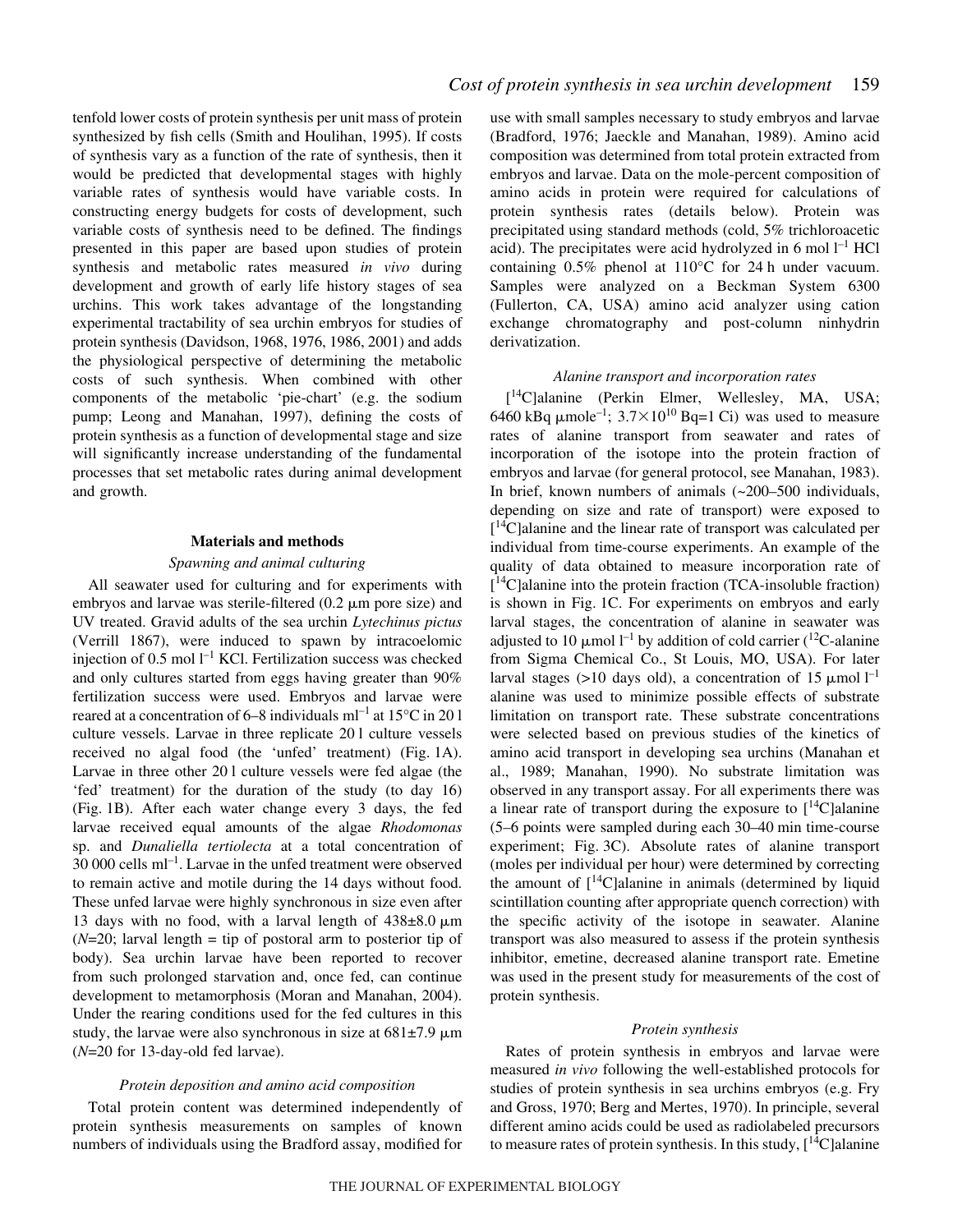tenfold lower costs of protein synthesis per unit mass of protein synthesized by fish cells (Smith and Houlihan, 1995). If costs of synthesis vary as a function of the rate of synthesis, then it would be predicted that developmental stages with highly variable rates of synthesis would have variable costs. In constructing energy budgets for costs of development, such variable costs of synthesis need to be defined. The findings presented in this paper are based upon studies of protein synthesis and metabolic rates measured *in vivo* during development and growth of early life history stages of sea urchins. This work takes advantage of the longstanding experimental tractability of sea urchin embryos for studies of protein synthesis (Davidson, 1968, 1976, 1986, 2001) and adds the physiological perspective of determining the metabolic costs of such synthesis. When combined with other components of the metabolic 'pie-chart' (e.g. the sodium pump; Leong and Manahan, 1997), defining the costs of protein synthesis as a function of developmental stage and size will significantly increase understanding of the fundamental processes that set metabolic rates during animal development and growth.

## Materials and methods

### *Spawning and animal culturing*

All seawater used for culturing and for experiments with embryos and larvae was sterile-filtered (0.2 μm pore size) and UV treated. Gravid adults of the sea urchin *Lytechinus pictus* (Verrill 1867), were induced to spawn by intracoelomic injection of 0.5 mol $l^{-1}$ KCl. Fertilization success was checked and only cultures started from eggs having greater than 90% fertilization success were used. Embryos and larvae were reared at a concentration of 6–8 individuals $ml^{-1}$ at 15°C in 20 l culture vessels. Larvae in three replicate 20 l culture vessels received no algal food (the 'unfed' treatment) (Fig. 1A). Larvae in three other 20 l culture vessels were fed algae (the 'fed' treatment) for the duration of the study (to day 16) (Fig. 1B). After each water change every 3 days, the fed larvae received equal amounts of the algae *Rhodomonas* sp. and *Dunaliella tertiolecta* at a total concentration of 30 000 cells $ml^{-1}$. Larvae in the unfed treatment were observed to remain active and motile during the 14 days without food. These unfed larvae were highly synchronous in size even after 13 days with no food, with a larval length of 438±8.0 μm ($N$=20; larval length = tip of postoral arm to posterior tip of body). Sea urchin larvae have been reported to recover from such prolonged starvation and, once fed, can continue development to metamorphosis (Moran and Manahan, 2004). Under the rearing conditions used for the fed cultures in this study, the larvae were also synchronous in size at 681±7.9 μm ($N$=20 for 13-day-old fed larvae).

### *Protein deposition and amino acid composition*

Total protein content was determined independently of protein synthesis measurements on samples of known numbers of individuals using the Bradford assay, modified for use with small samples necessary to study embryos and larvae (Bradford, 1976; Jaeckle and Manahan, 1989). Amino acid composition was determined from total protein extracted from embryos and larvae. Data on the mole-percent composition of amino acids in protein were required for calculations of protein synthesis rates (details below). Protein was precipitated using standard methods (cold, 5% trichloroacetic acid). The precipitates were acid hydrolyzed in 6 mol $l^{-1}$ HCl containing 0.5% phenol at 110°C for 24 h under vacuum. Samples were analyzed on a Beckman System 6300 (Fullerton, CA, USA) amino acid analyzer using cation exchange chromatography and post-column ninhydrin derivatization.

### *Alanine transport and incorporation rates*

[$^{14}$C]alanine (Perkin Elmer, Wellesley, MA, USA; 6460 kBq $\mu mole^{-1}$; $3.7\times10^{10}$ Bq=1 Ci) was used to measure rates of alanine transport from seawater and rates of incorporation of the isotope into the protein fraction of embryos and larvae (for general protocol, see Manahan, 1983). In brief, known numbers of animals (~200–500 individuals, depending on size and rate of transport) were exposed to [$^{14}$C]alanine and the linear rate of transport was calculated per individual from time-course experiments. An example of the quality of data obtained to measure incorporation rate of [$^{14}$C]alanine into the protein fraction (TCA-insoluble fraction) is shown in Fig. 1C. For experiments on embryos and early larval stages, the concentration of alanine in seawater was adjusted to 10 μmol $l^{-1}$ by addition of cold carrier ($^{12}$C-alanine from Sigma Chemical Co., St Louis, MO, USA). For later larval stages (>10 days old), a concentration of 15 μmol $l^{-1}$ alanine was used to minimize possible effects of substrate limitation on transport rate. These substrate concentrations were selected based on previous studies of the kinetics of amino acid transport in developing sea urchins (Manahan et al., 1989; Manahan, 1990). No substrate limitation was observed in any transport assay. For all experiments there was a linear rate of transport during the exposure to [$^{14}$C]alanine (5–6 points were sampled during each 30–40 min time-course experiment; Fig. 3C). Absolute rates of alanine transport (moles per individual per hour) were determined by correcting the amount of [$^{14}$C]alanine in animals (determined by liquid scintillation counting after appropriate quench correction) with the specific activity of the isotope in seawater. Alanine transport was also measured to assess if the protein synthesis inhibitor, emetine, decreased alanine transport rate. Emetine was used in the present study for measurements of the cost of protein synthesis.

### *Protein synthesis*

Rates of protein synthesis in embryos and larvae were measured *in vivo* following the well-established protocols for studies of protein synthesis in sea urchins embryos (e.g. Fry and Gross, 1970; Berg and Mertes, 1970). In principle, several different amino acids could be used as radiolabeled precursors to measure rates of protein synthesis. In this study, [$^{14}$C]alanine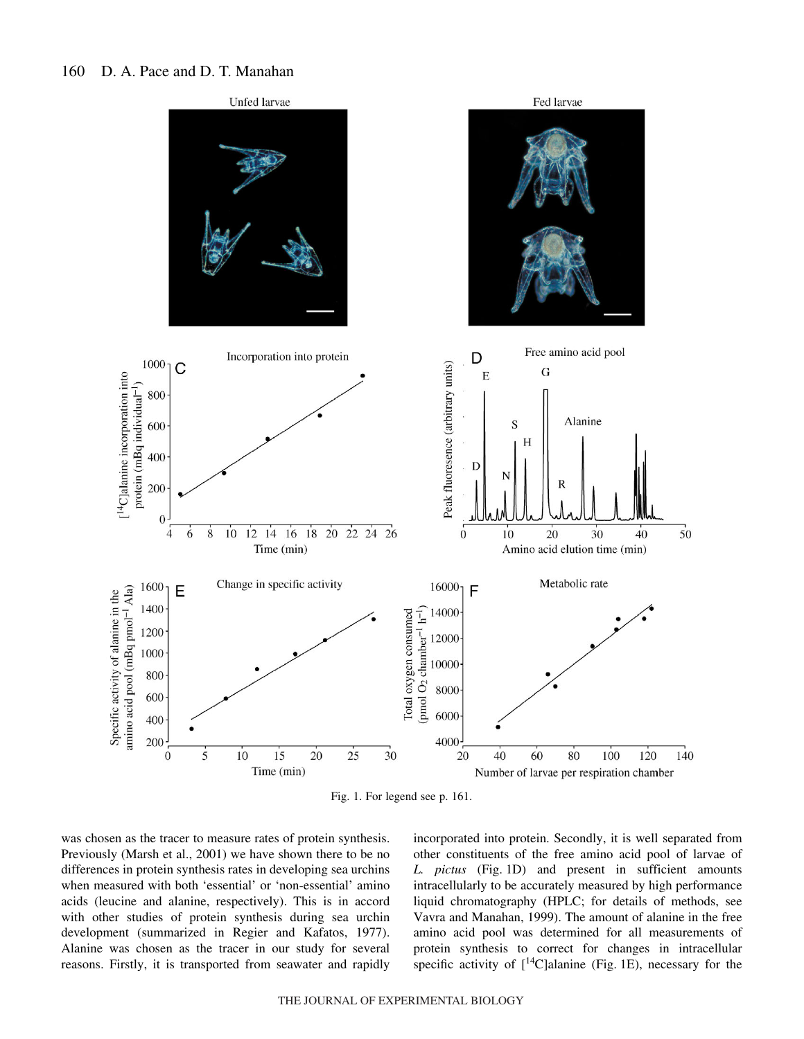Fig. 1. For legend see p. 161.

was chosen as the tracer to measure rates of protein synthesis. Previously (Marsh et al., 2001) we have shown there to be no differences in protein synthesis rates in developing sea urchins when measured with both 'essential' or 'non-essential' amino acids (leucine and alanine, respectively). This is in accord with other studies of protein synthesis during sea urchin development (summarized in Regier and Kafatos, 1977). Alanine was chosen as the tracer in our study for several reasons. Firstly, it is transported from seawater and rapidly incorporated into protein. Secondly, it is well separated from other constituents of the free amino acid pool of larvae of *L. pictus* (Fig. 1D) and present in sufficient amounts intracellularly to be accurately measured by high performance liquid chromatography (HPLC; for details of methods, see Vavra and Manahan, 1999). The amount of alanine in the free amino acid pool was determined for all measurements of protein synthesis to correct for changes in intracellular specific activity of [$^{14}$C]alanine (Fig. 1E), necessary for the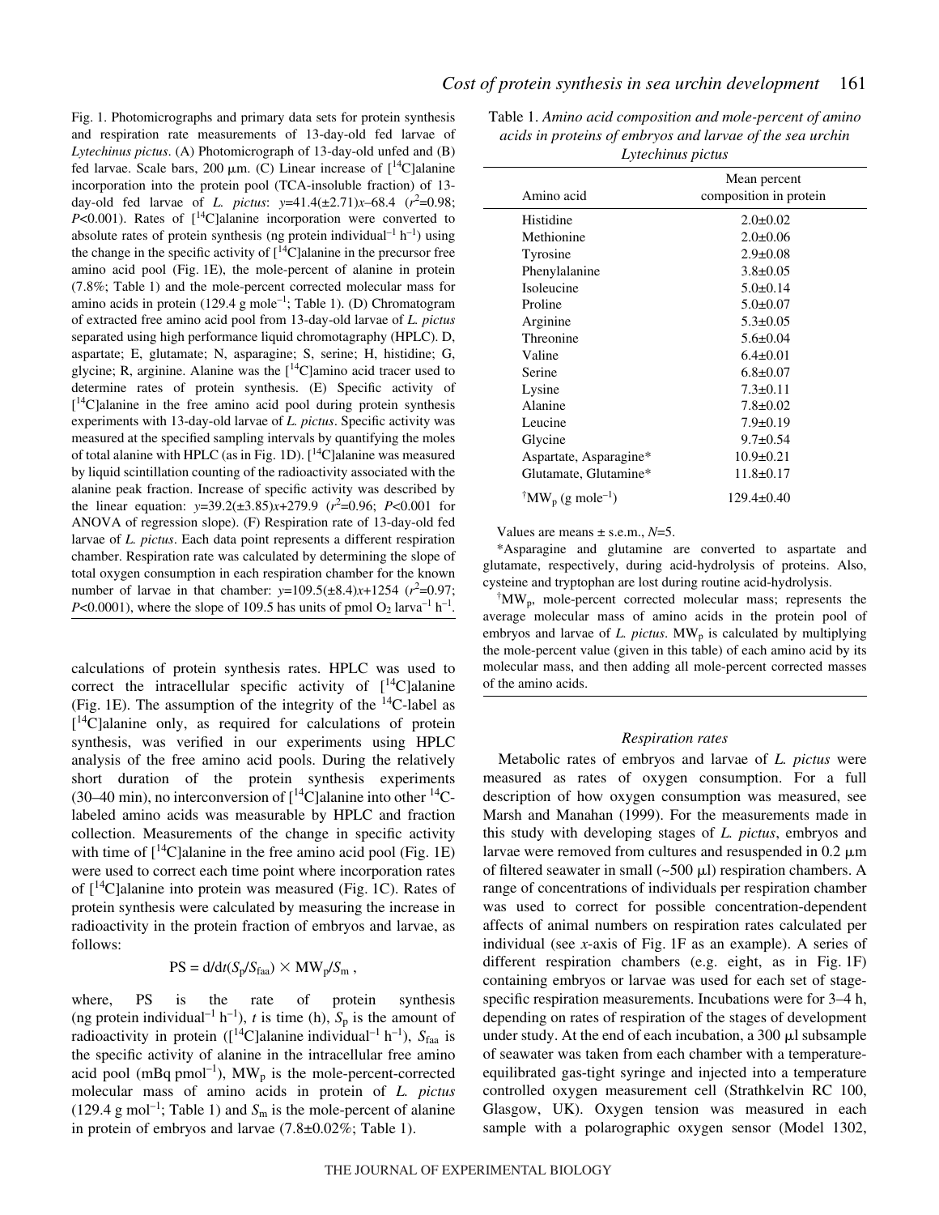Fig. 1. Photomicrographs and primary data sets for protein synthesis and respiration rate measurements of 13-day-old fed larvae of *Lytechinus pictus*. (A) Photomicrograph of 13-day-old unfed and (B) fed larvae. Scale bars, 200 μm. (C) Linear increase of [$^{14}$C]alanine incorporation into the protein pool (TCA-insoluble fraction) of 13-day-old fed larvae of *L. pictus*: $y$=41.4(±2.71)$x$–68.4 ($r^2$=0.98; $P$<0.001). Rates of [$^{14}$C]alanine incorporation were converted to absolute rates of protein synthesis (ng protein individual$^{-1}$ h$^{-1}$) using the change in the specific activity of [$^{14}$C]alanine in the precursor free amino acid pool (Fig. 1E), the mole-percent of alanine in protein (7.8%; Table 1) and the mole-percent corrected molecular mass for amino acids in protein (129.4 g mole$^{-1}$; Table 1). (D) Chromatogram of extracted free amino acid pool from 13-day-old larvae of *L. pictus* separated using high performance liquid chromotagraphy (HPLC). D, aspartate; E, glutamate; N, asparagine; S, serine; H, histidine; G, glycine; R, arginine. Alanine was the [$^{14}$C]amino acid tracer used to determine rates of protein synthesis. (E) Specific activity of [$^{14}$C]alanine in the free amino acid pool during protein synthesis experiments with 13-day-old larvae of *L. pictus*. Specific activity was measured at the specified sampling intervals by quantifying the moles of total alanine with HPLC (as in Fig. 1D). [$^{14}$C]alanine was measured by liquid scintillation counting of the radioactivity associated with the alanine peak fraction. Increase of specific activity was described by the linear equation: $y$=39.2(±3.85)$x$+279.9 ($r^2$=0.96; $P$<0.001 for ANOVA of regression slope). (F) Respiration rate of 13-day-old fed larvae of *L. pictus*. Each data point represents a different respiration chamber. Respiration rate was calculated by determining the slope of total oxygen consumption in each respiration chamber for the known number of larvae in that chamber: $y$=109.5(±8.4)$x$+1254 ($r^2$=0.97; $P$<0.0001), where the slope of 109.5 has units of pmol $O_2$ larva$^{-1}$ h$^{-1}$.

calculations of protein synthesis rates. HPLC was used to correct the intracellular specific activity of [$^{14}$C]alanine (Fig. 1E). The assumption of the integrity of the $^{14}$C-label as [$^{14}$C]alanine only, as required for calculations of protein synthesis, was verified in our experiments using HPLC analysis of the free amino acid pools. During the relatively short duration of the protein synthesis experiments (30–40 min), no interconversion of [$^{14}$C]alanine into other $^{14}$C-labeled amino acids was measurable by HPLC and fraction collection. Measurements of the change in specific activity with time of [$^{14}$C]alanine in the free amino acid pool (Fig. 1E) were used to correct each time point where incorporation rates of [$^{14}$C]alanine into protein was measured (Fig. 1C). Rates of protein synthesis were calculated by measuring the increase in radioactivity in the protein fraction of embryos and larvae, as follows:

$$\mathrm{PS} = \mathrm{d}/\mathrm{d}t(S_\mathrm{p}/S_\mathrm{faa}) \times \mathrm{MW_p}/S_\mathrm{m}\,,$$

where, PS is the rate of protein synthesis (ng protein individual$^{-1}$ h$^{-1}$), $t$ is time (h), $S_\mathrm{p}$ is the amount of radioactivity in protein ([$^{14}$C]alanine individual$^{-1}$ h$^{-1}$), $S_\mathrm{faa}$ is the specific activity of alanine in the intracellular free amino acid pool (mBq pmol$^{-1}$), $\mathrm{MW_p}$ is the mole-percent-corrected molecular mass of amino acids in protein of *L. pictus* (129.4 g mol$^{-1}$; Table 1) and $S_\mathrm{m}$ is the mole-percent of alanine in protein of embryos and larvae (7.8±0.02%; Table 1).

Table 1. *Amino acid composition and mole-percent of amino acids in proteins of embryos and larvae of the sea urchin Lytechinus pictus*

| Amino acid | Mean percent composition in protein |
|---|---|
| Histidine | 2.0±0.02 |
| Methionine | 2.0±0.06 |
| Tyrosine | 2.9±0.08 |
| Phenylalanine | 3.8±0.05 |
| Isoleucine | 5.0±0.14 |
| Proline | 5.0±0.07 |
| Arginine | 5.3±0.05 |
| Threonine | 5.6±0.04 |
| Valine | 6.4±0.01 |
| Serine | 6.8±0.07 |
| Lysine | 7.3±0.11 |
| Alanine | 7.8±0.02 |
| Leucine | 7.9±0.19 |
| Glycine | 9.7±0.54 |
| Aspartate, Asparagine* | 10.9±0.21 |
| Glutamate, Glutamine* | 11.8±0.17 |
| †$\mathrm{MW_p}$ (g mole$^{-1}$) | 129.4±0.40 |

Values are means ± s.e.m., $N$=5.

*Asparagine and glutamine are converted to aspartate and glutamate, respectively, during acid-hydrolysis of proteins. Also, cysteine and tryptophan are lost during routine acid-hydrolysis.

†$\mathrm{MW_p}$, mole-percent corrected molecular mass; represents the average molecular mass of amino acids in the protein pool of embryos and larvae of *L. pictus*. $\mathrm{MW_p}$ is calculated by multiplying the mole-percent value (given in this table) of each amino acid by its molecular mass, and then adding all mole-percent corrected masses of the amino acids.

### *Respiration rates*

Metabolic rates of embryos and larvae of *L. pictus* were measured as rates of oxygen consumption. For a full description of how oxygen consumption was measured, see Marsh and Manahan (1999). For the measurements made in this study with developing stages of *L. pictus*, embryos and larvae were removed from cultures and resuspended in 0.2 μm of filtered seawater in small (~500 μl) respiration chambers. A range of concentrations of individuals per respiration chamber was used to correct for possible concentration-dependent affects of animal numbers on respiration rates calculated per individual (see $x$-axis of Fig. 1F as an example). A series of different respiration chambers (e.g. eight, as in Fig. 1F) containing embryos or larvae was used for each set of stage-specific respiration measurements. Incubations were for 3–4 h, depending on rates of respiration of the stages of development under study. At the end of each incubation, a 300 μl subsample of seawater was taken from each chamber with a temperature-equilibrated gas-tight syringe and injected into a temperature controlled oxygen measurement cell (Strathkelvin RC 100, Glasgow, UK). Oxygen tension was measured in each sample with a polarographic oxygen sensor (Model 1302,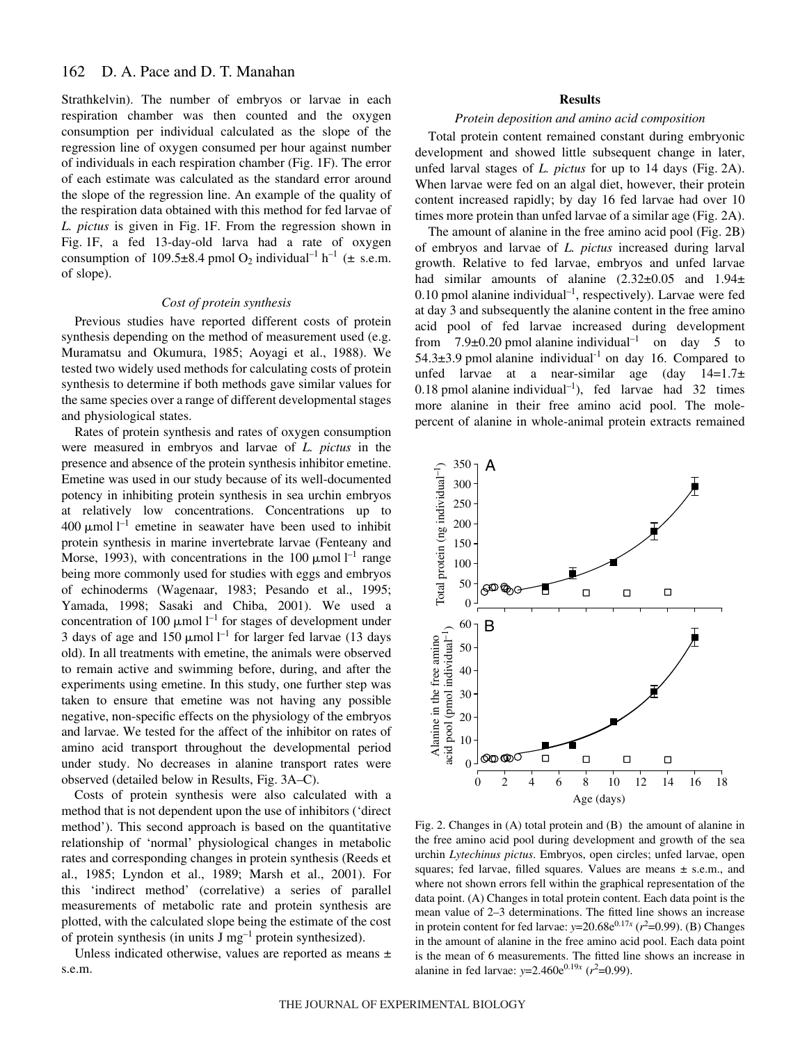Strathkelvin). The number of embryos or larvae in each respiration chamber was then counted and the oxygen consumption per individual calculated as the slope of the regression line of oxygen consumed per hour against number of individuals in each respiration chamber (Fig. 1F). The error of each estimate was calculated as the standard error around the slope of the regression line. An example of the quality of the respiration data obtained with this method for fed larvae of *L. pictus* is given in Fig. 1F. From the regression shown in Fig. 1F, a fed 13-day-old larva had a rate of oxygen consumption of 109.5±8.4 pmol $O_2$ individual$^{-1}$ h$^{-1}$ (± s.e.m. of slope).

### *Cost of protein synthesis*

Previous studies have reported different costs of protein synthesis depending on the method of measurement used (e.g. Muramatsu and Okumura, 1985; Aoyagi et al., 1988). We tested two widely used methods for calculating costs of protein synthesis to determine if both methods gave similar values for the same species over a range of different developmental stages and physiological states.

Rates of protein synthesis and rates of oxygen consumption were measured in embryos and larvae of *L. pictus* in the presence and absence of the protein synthesis inhibitor emetine. Emetine was used in our study because of its well-documented potency in inhibiting protein synthesis in sea urchin embryos at relatively low concentrations. Concentrations up to 400 μmol l$^{-1}$ emetine in seawater have been used to inhibit protein synthesis in marine invertebrate larvae (Fenteany and Morse, 1993), with concentrations in the 100 μmol l$^{-1}$ range being more commonly used for studies with eggs and embryos of echinoderms (Wagenaar, 1983; Pesando et al., 1995; Yamada, 1998; Sasaki and Chiba, 2001). We used a concentration of 100 μmol l$^{-1}$ for stages of development under 3 days of age and 150 μmol l$^{-1}$ for larger fed larvae (13 days old). In all treatments with emetine, the animals were observed to remain active and swimming before, during, and after the experiments using emetine. In this study, one further step was taken to ensure that emetine was not having any possible negative, non-specific effects on the physiology of the embryos and larvae. We tested for the affect of the inhibitor on rates of amino acid transport throughout the developmental period under study. No decreases in alanine transport rates were observed (detailed below in Results, Fig. 3A–C).

Costs of protein synthesis were also calculated with a method that is not dependent upon the use of inhibitors ('direct method'). This second approach is based on the quantitative relationship of 'normal' physiological changes in metabolic rates and corresponding changes in protein synthesis (Reeds et al., 1985; Lyndon et al., 1989; Marsh et al., 2001). For this 'indirect method' (correlative) a series of parallel measurements of metabolic rate and protein synthesis are plotted, with the calculated slope being the estimate of the cost of protein synthesis (in units J mg$^{-1}$ protein synthesized).

Unless indicated otherwise, values are reported as means ± s.e.m.

## Results

### *Protein deposition and amino acid composition*

Total protein content remained constant during embryonic development and showed little subsequent change in later, unfed larval stages of *L. pictus* for up to 14 days (Fig. 2A). When larvae were fed on an algal diet, however, their protein content increased rapidly; by day 16 fed larvae had over 10 times more protein than unfed larvae of a similar age (Fig. 2A).

The amount of alanine in the free amino acid pool (Fig. 2B) of embryos and larvae of *L. pictus* increased during larval growth. Relative to fed larvae, embryos and unfed larvae had similar amounts of alanine (2.32±0.05 and 1.94±0.10 pmol alanine individual$^{-1}$, respectively). Larvae were fed at day 3 and subsequently the alanine content in the free amino acid pool of fed larvae increased during development from 7.9±0.20 pmol alanine individual$^{-1}$ on day 5 to 54.3±3.9 pmol alanine individual$^{-1}$ on day 16. Compared to unfed larvae at a near-similar age (day 14=1.7±0.18 pmol alanine individual$^{-1}$), fed larvae had 32 times more alanine in their free amino acid pool. The mole-percent of alanine in whole-animal protein extracts remained

A
Total protein (ng individual$^{-1}$)
0 50 100 150 200 250 300 350

B
Alanine in the free amino acid pool (pmol individual$^{-1}$)
0 10 20 30 40 50 60

Age (days)
0 2 4 6 8 10 12 14 16 18

Fig. 2. Changes in (A) total protein and (B) the amount of alanine in the free amino acid pool during development and growth of the sea urchin *Lytechinus pictus*. Embryos, open circles; unfed larvae, open squares; fed larvae, filled squares. Values are means ± s.e.m., and where not shown errors fell within the graphical representation of the data point. (A) Changes in total protein content. Each data point is the mean value of 2–3 determinations. The fitted line shows an increase in protein content for fed larvae: $y=20.68e^{0.17x}$ ($r^2$=0.99). (B) Changes in the amount of alanine in the free amino acid pool. Each data point is the mean of 6 measurements. The fitted line shows an increase in alanine in fed larvae: $y=2.460e^{0.19x}$ ($r^2$=0.99).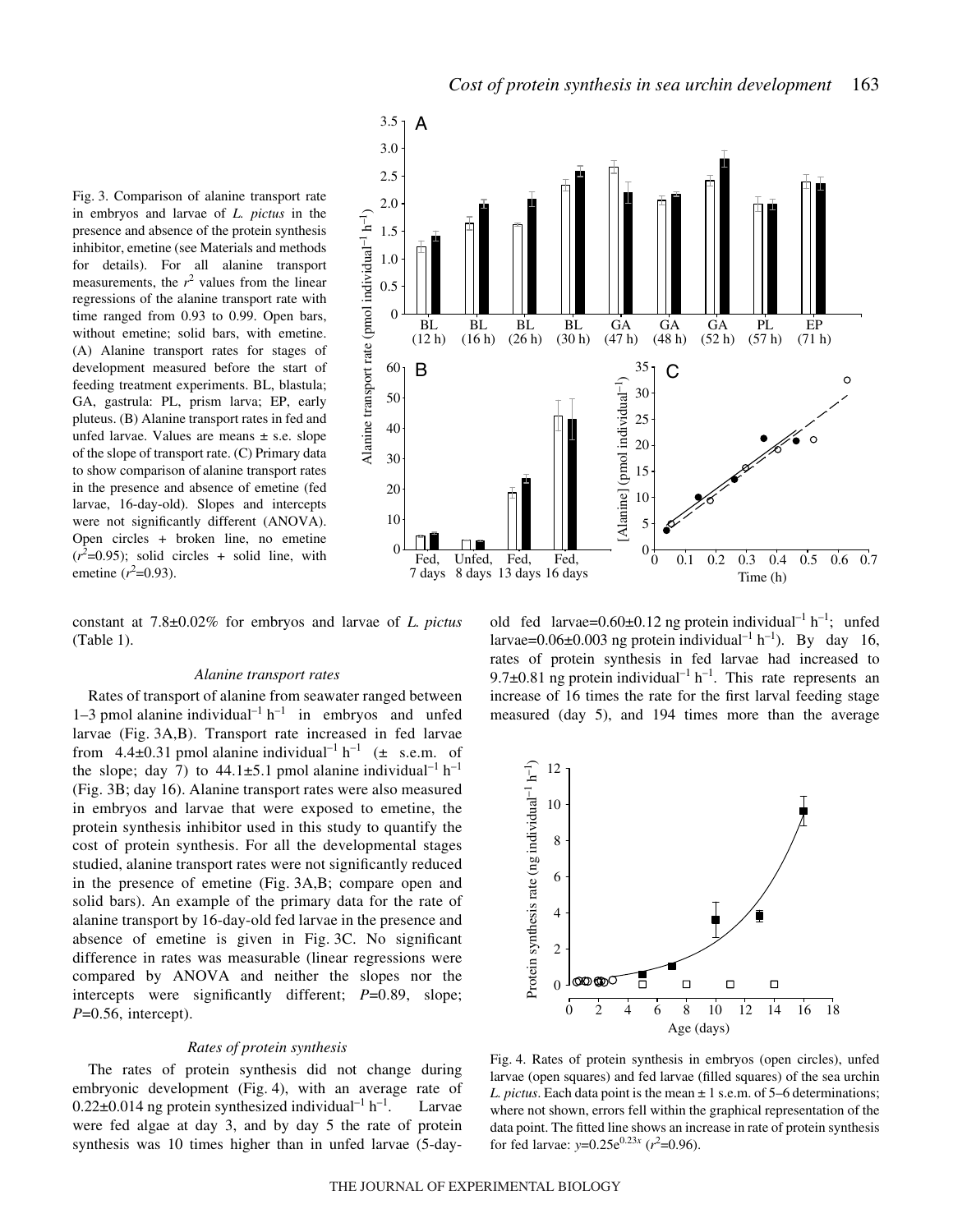Fig. 3. Comparison of alanine transport rate in embryos and larvae of *L. pictus* in the presence and absence of the protein synthesis inhibitor, emetine (see Materials and methods for details). For all alanine transport measurements, the $r^2$ values from the linear regressions of the alanine transport rate with time ranged from 0.93 to 0.99. Open bars, without emetine; solid bars, with emetine. (A) Alanine transport rates for stages of development measured before the start of feeding treatment experiments. BL, blastula; GA, gastrula: PL, prism larva; EP, early pluteus. (B) Alanine transport rates in fed and unfed larvae. Values are means ± s.e. slope of the slope of transport rate. (C) Primary data to show comparison of alanine transport rates in the presence and absence of emetine (fed larvae, 16-day-old). Slopes and intercepts were not significantly different (ANOVA). Open circles + broken line, no emetine ($r^2$=0.95); solid circles + solid line, with emetine ($r^2$=0.93).

constant at 7.8±0.02% for embryos and larvae of *L. pictus* (Table 1).

### *Alanine transport rates*

Rates of transport of alanine from seawater ranged between 1–3 pmol alanine individual$^{-1}$ h$^{-1}$ in embryos and unfed larvae (Fig. 3A,B). Transport rate increased in fed larvae from 4.4±0.31 pmol alanine individual$^{-1}$ h$^{-1}$ (± s.e.m. of the slope; day 7) to 44.1±5.1 pmol alanine individual$^{-1}$ h$^{-1}$ (Fig. 3B; day 16). Alanine transport rates were also measured in embryos and larvae that were exposed to emetine, the protein synthesis inhibitor used in this study to quantify the cost of protein synthesis. For all the developmental stages studied, alanine transport rates were not significantly reduced in the presence of emetine (Fig. 3A,B; compare open and solid bars). An example of the primary data for the rate of alanine transport by 16-day-old fed larvae in the presence and absence of emetine is given in Fig. 3C. No significant difference in rates was measurable (linear regressions were compared by ANOVA and neither the slopes nor the intercepts were significantly different; $P$=0.89, slope; $P$=0.56, intercept).

### *Rates of protein synthesis*

The rates of protein synthesis did not change during embryonic development (Fig. 4), with an average rate of 0.22±0.014 ng protein synthesized individual$^{-1}$ h$^{-1}$. Larvae were fed algae at day 3, and by day 5 the rate of protein synthesis was 10 times higher than in unfed larvae (5-day-old fed larvae=0.60±0.12 ng protein individual$^{-1}$ h$^{-1}$; unfed larvae=0.06±0.003 ng protein individual$^{-1}$ h$^{-1}$). By day 16, rates of protein synthesis in fed larvae had increased to 9.7±0.81 ng protein individual$^{-1}$ h$^{-1}$. This rate represents an increase of 16 times the rate for the first larval feeding stage measured (day 5), and 194 times more than the average

Fig. 4. Rates of protein synthesis in embryos (open circles), unfed larvae (open squares) and fed larvae (filled squares) of the sea urchin *L. pictus*. Each data point is the mean ± 1 s.e.m. of 5–6 determinations; where not shown, errors fell within the graphical representation of the data point. The fitted line shows an increase in rate of protein synthesis for fed larvae: $y$=0.25e$^{0.23x}$ ($r^2$=0.96).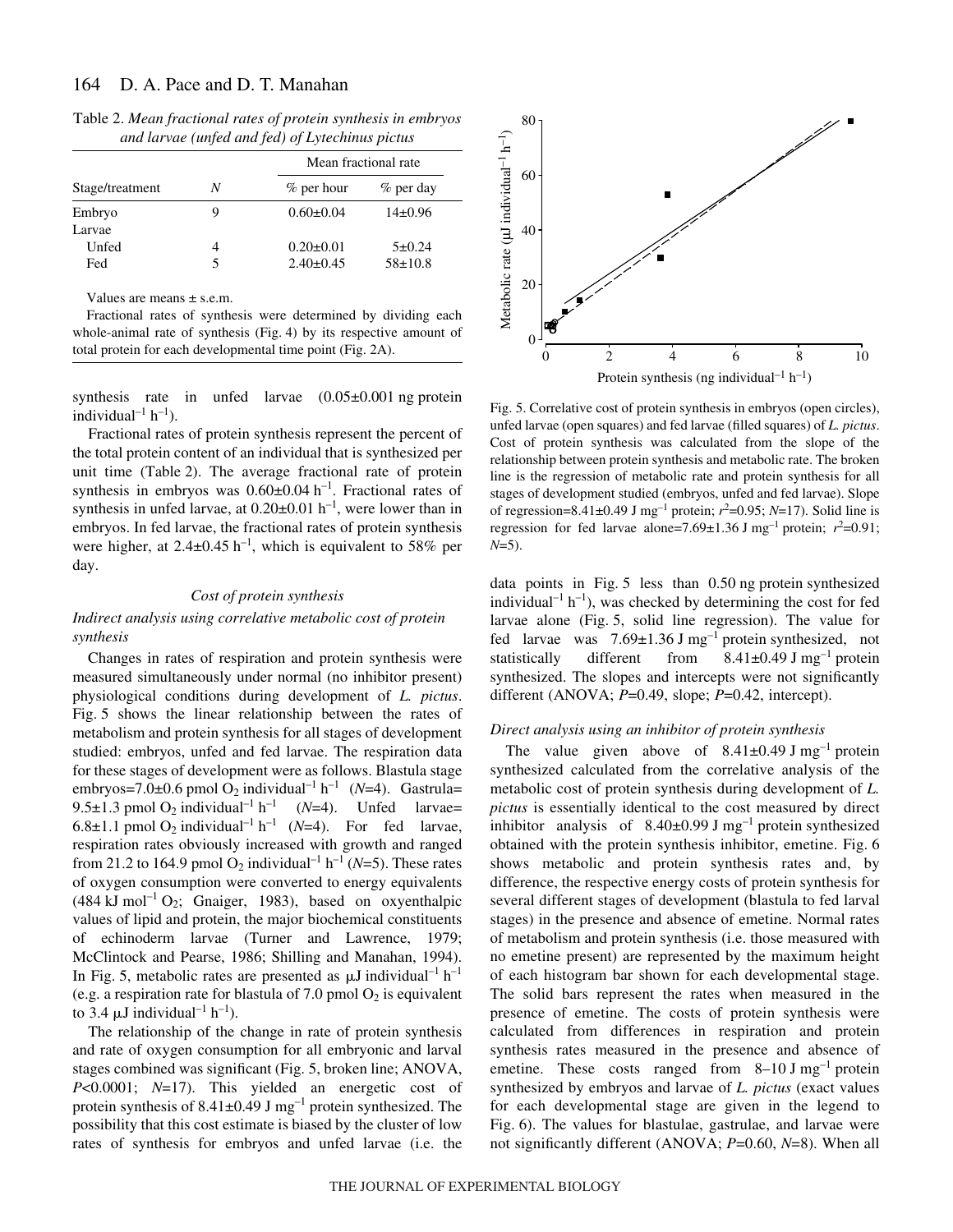Table 2. *Mean fractional rates of protein synthesis in embryos and larvae (unfed and fed) of Lytechinus pictus*

| Stage/treatment | N | Mean fractional rate | |
|---|---|---|---|
| | | % per hour | % per day |
| Embryo | 9 | 0.60±0.04 | 14±0.96 |
| Larvae | | | |
| Unfed | 4 | 0.20±0.01 | 5±0.24 |
| Fed | 5 | 2.40±0.45 | 58±10.8 |

Values are means ± s.e.m.

Fractional rates of synthesis were determined by dividing each whole-animal rate of synthesis (Fig. 4) by its respective amount of total protein for each developmental time point (Fig. 2A).

synthesis rate in unfed larvae (0.05±0.001 ng protein individual$^{-1}$ h$^{-1}$).

Fractional rates of protein synthesis represent the percent of the total protein content of an individual that is synthesized per unit time (Table 2). The average fractional rate of protein synthesis in embryos was 0.60±0.04 h$^{-1}$. Fractional rates of synthesis in unfed larvae, at 0.20±0.01 h$^{-1}$, were lower than in embryos. In fed larvae, the fractional rates of protein synthesis were higher, at 2.4±0.45 h$^{-1}$, which is equivalent to 58% per day.

### *Cost of protein synthesis*

#### *Indirect analysis using correlative metabolic cost of protein synthesis*

Changes in rates of respiration and protein synthesis were measured simultaneously under normal (no inhibitor present) physiological conditions during development of *L. pictus*. Fig. 5 shows the linear relationship between the rates of metabolism and protein synthesis for all stages of development studied: embryos, unfed and fed larvae. The respiration data for these stages of development were as follows. Blastula stage embryos=7.0±0.6 pmol $O_2$ individual$^{-1}$ h$^{-1}$ ($N$=4). Gastrula= 9.5±1.3 pmol $O_2$ individual$^{-1}$ h$^{-1}$ ($N$=4). Unfed larvae= 6.8±1.1 pmol $O_2$ individual$^{-1}$ h$^{-1}$ ($N$=4). For fed larvae, respiration rates obviously increased with growth and ranged from 21.2 to 164.9 pmol $O_2$ individual$^{-1}$ h$^{-1}$ ($N$=5). These rates of oxygen consumption were converted to energy equivalents (484 kJ mol$^{-1}$ $O_2$; Gnaiger, 1983), based on oxyenthalpic values of lipid and protein, the major biochemical constituents of echinoderm larvae (Turner and Lawrence, 1979; McClintock and Pearse, 1986; Shilling and Manahan, 1994). In Fig. 5, metabolic rates are presented as μJ individual$^{-1}$ h$^{-1}$ (e.g. a respiration rate for blastula of 7.0 pmol $O_2$ is equivalent to 3.4 μJ individual$^{-1}$ h$^{-1}$).

The relationship of the change in rate of protein synthesis and rate of oxygen consumption for all embryonic and larval stages combined was significant (Fig. 5, broken line; ANOVA, $P$<0.0001; $N$=17). This yielded an energetic cost of protein synthesis of 8.41±0.49 J mg$^{-1}$ protein synthesized. The possibility that this cost estimate is biased by the cluster of low rates of synthesis for embryos and unfed larvae (i.e. the

Metabolic rate (μJ individual$^{-1}$ h$^{-1}$)
80
60
40
20
0
0 2 4 6 8 10
Protein synthesis (ng individual$^{-1}$ h$^{-1}$)

Fig. 5. Correlative cost of protein synthesis in embryos (open circles), unfed larvae (open squares) and fed larvae (filled squares) of *L. pictus*. Cost of protein synthesis was calculated from the slope of the relationship between protein synthesis and metabolic rate. The broken line is the regression of metabolic rate and protein synthesis for all stages of development studied (embryos, unfed and fed larvae). Slope of regression=8.41±0.49 J mg$^{-1}$ protein; $r^2$=0.95; $N$=17). Solid line is regression for fed larvae alone=7.69±1.36 J mg$^{-1}$ protein; $r^2$=0.91; $N$=5).

data points in Fig. 5 less than 0.50 ng protein synthesized individual$^{-1}$ h$^{-1}$), was checked by determining the cost for fed larvae alone (Fig. 5, solid line regression). The value for fed larvae was 7.69±1.36 J mg$^{-1}$ protein synthesized, not statistically different from 8.41±0.49 J mg$^{-1}$ protein synthesized. The slopes and intercepts were not significantly different (ANOVA; $P$=0.49, slope; $P$=0.42, intercept).

#### *Direct analysis using an inhibitor of protein synthesis*

The value given above of 8.41±0.49 J mg$^{-1}$ protein synthesized calculated from the correlative analysis of the metabolic cost of protein synthesis during development of *L. pictus* is essentially identical to the cost measured by direct inhibitor analysis of 8.40±0.99 J mg$^{-1}$ protein synthesized obtained with the protein synthesis inhibitor, emetine. Fig. 6 shows metabolic and protein synthesis rates and, by difference, the respective energy costs of protein synthesis for several different stages of development (blastula to fed larval stages) in the presence and absence of emetine. Normal rates of metabolism and protein synthesis (i.e. those measured with no emetine present) are represented by the maximum height of each histogram bar shown for each developmental stage. The solid bars represent the rates when measured in the presence of emetine. The costs of protein synthesis were calculated from differences in respiration and protein synthesis rates measured in the presence and absence of emetine. These costs ranged from 8–10 J mg$^{-1}$ protein synthesized by embryos and larvae of *L. pictus* (exact values for each developmental stage are given in the legend to Fig. 6). The values for blastulae, gastrulae, and larvae were not significantly different (ANOVA; $P$=0.60, $N$=8). When all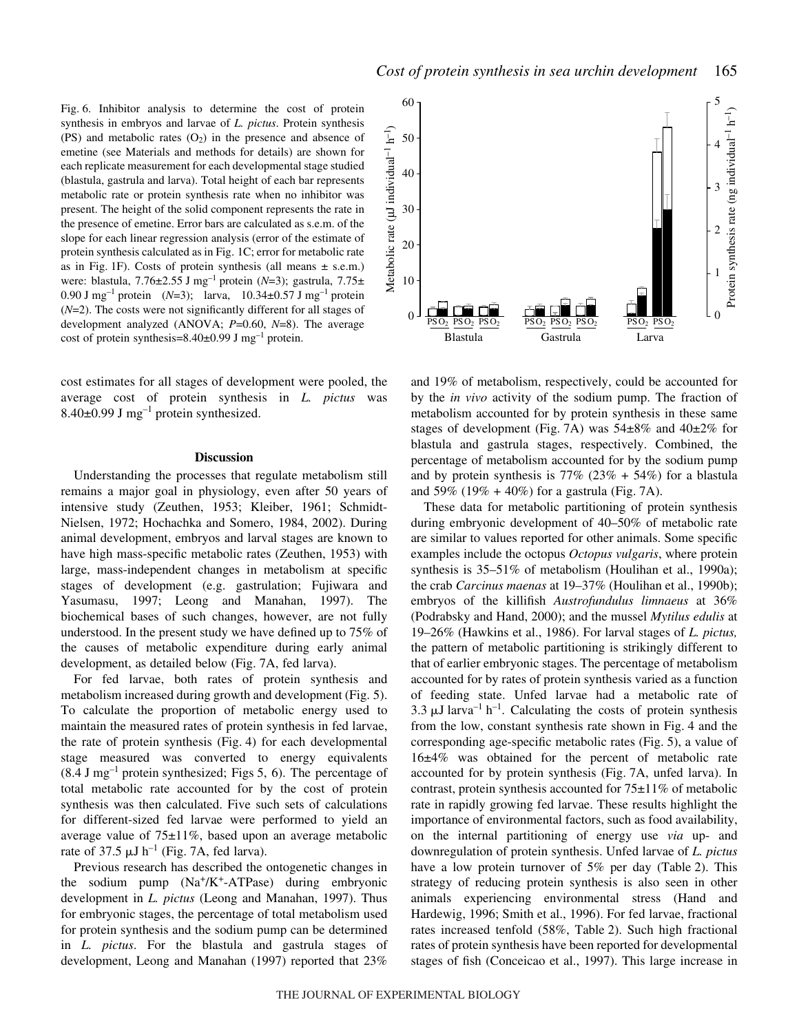Fig. 6. Inhibitor analysis to determine the cost of protein synthesis in embryos and larvae of *L. pictus*. Protein synthesis (PS) and metabolic rates ($O_2$) in the presence and absence of emetine (see Materials and methods for details) are shown for each replicate measurement for each developmental stage studied (blastula, gastrula and larva). Total height of each bar represents metabolic rate or protein synthesis rate when no inhibitor was present. The height of the solid component represents the rate in the presence of emetine. Error bars are calculated as s.e.m. of the slope for each linear regression analysis (error of the estimate of protein synthesis calculated as in Fig. 1C; error for metabolic rate as in Fig. 1F). Costs of protein synthesis (all means ± s.e.m.) were: blastula, 7.76±2.55 J mg$^{-1}$ protein ($N$=3); gastrula, 7.75±0.90 J mg$^{-1}$ protein ($N$=3); larva, 10.34±0.57 J mg$^{-1}$ protein ($N$=2). The costs were not significantly different for all stages of development analyzed (ANOVA; $P$=0.60, $N$=8). The average cost of protein synthesis=8.40±0.99 J mg$^{-1}$ protein.

Metabolic rate (μJ individual$^{-1}$ h$^{-1}$)
0
10
20
30
40
50
60

Protein synthesis rate (ng individual$^{-1}$ h$^{-1}$)
0
1
2
3
4
5

PS $O_2$ PS $O_2$ PS $O_2$ PS $O_2$ PS $O_2$ PS $O_2$ PS $O_2$ PS $O_2$

Blastula
Gastrula
Larva

cost estimates for all stages of development were pooled, the average cost of protein synthesis in *L. pictus* was 8.40±0.99 J mg$^{-1}$ protein synthesized.

## Discussion

Understanding the processes that regulate metabolism still remains a major goal in physiology, even after 50 years of intensive study (Zeuthen, 1953; Kleiber, 1961; Schmidt-Nielsen, 1972; Hochachka and Somero, 1984, 2002). During animal development, embryos and larval stages are known to have high mass-specific metabolic rates (Zeuthen, 1953) with large, mass-independent changes in metabolism at specific stages of development (e.g. gastrulation; Fujiwara and Yasumasu, 1997; Leong and Manahan, 1997). The biochemical bases of such changes, however, are not fully understood. In the present study we have defined up to 75% of the causes of metabolic expenditure during early animal development, as detailed below (Fig. 7A, fed larva).

For fed larvae, both rates of protein synthesis and metabolism increased during growth and development (Fig. 5). To calculate the proportion of metabolic energy used to maintain the measured rates of protein synthesis in fed larvae, the rate of protein synthesis (Fig. 4) for each developmental stage measured was converted to energy equivalents (8.4 J mg$^{-1}$ protein synthesized; Figs 5, 6). The percentage of total metabolic rate accounted for by the cost of protein synthesis was then calculated. Five such sets of calculations for different-sized fed larvae were performed to yield an average value of 75±11%, based upon an average metabolic rate of 37.5 μJ h$^{-1}$ (Fig. 7A, fed larva).

Previous research has described the ontogenetic changes in the sodium pump ($Na^+/K^+$-ATPase) during embryonic development in *L. pictus* (Leong and Manahan, 1997). Thus for embryonic stages, the percentage of total metabolism used for protein synthesis and the sodium pump can be determined in *L. pictus*. For the blastula and gastrula stages of development, Leong and Manahan (1997) reported that 23% and 19% of metabolism, respectively, could be accounted for by the *in vivo* activity of the sodium pump. The fraction of metabolism accounted for by protein synthesis in these same stages of development (Fig. 7A) was 54±8% and 40±2% for blastula and gastrula stages, respectively. Combined, the percentage of metabolism accounted for by the sodium pump and by protein synthesis is 77% (23% + 54%) for a blastula and 59% (19% + 40%) for a gastrula (Fig. 7A).

These data for metabolic partitioning of protein synthesis during embryonic development of 40–50% of metabolic rate are similar to values reported for other animals. Some specific examples include the octopus *Octopus vulgaris*, where protein synthesis is 35–51% of metabolism (Houlihan et al., 1990a); the crab *Carcinus maenas* at 19–37% (Houlihan et al., 1990b); embryos of the killifish *Austrofundulus limnaeus* at 36% (Podrabsky and Hand, 2000); and the mussel *Mytilus edulis* at 19–26% (Hawkins et al., 1986). For larval stages of *L. pictus,* the pattern of metabolic partitioning is strikingly different to that of earlier embryonic stages. The percentage of metabolism accounted for by rates of protein synthesis varied as a function of feeding state. Unfed larvae had a metabolic rate of 3.3 μJ larva$^{-1}$ h$^{-1}$. Calculating the costs of protein synthesis from the low, constant synthesis rate shown in Fig. 4 and the corresponding age-specific metabolic rates (Fig. 5), a value of 16±4% was obtained for the percent of metabolic rate accounted for by protein synthesis (Fig. 7A, unfed larva). In contrast, protein synthesis accounted for 75±11% of metabolic rate in rapidly growing fed larvae. These results highlight the importance of environmental factors, such as food availability, on the internal partitioning of energy use *via* up- and downregulation of protein synthesis. Unfed larvae of *L. pictus* have a low protein turnover of 5% per day (Table 2). This strategy of reducing protein synthesis is also seen in other animals experiencing environmental stress (Hand and Hardewig, 1996; Smith et al., 1996). For fed larvae, fractional rates increased tenfold (58%, Table 2). Such high fractional rates of protein synthesis have been reported for developmental stages of fish (Conceicao et al., 1997). This large increase in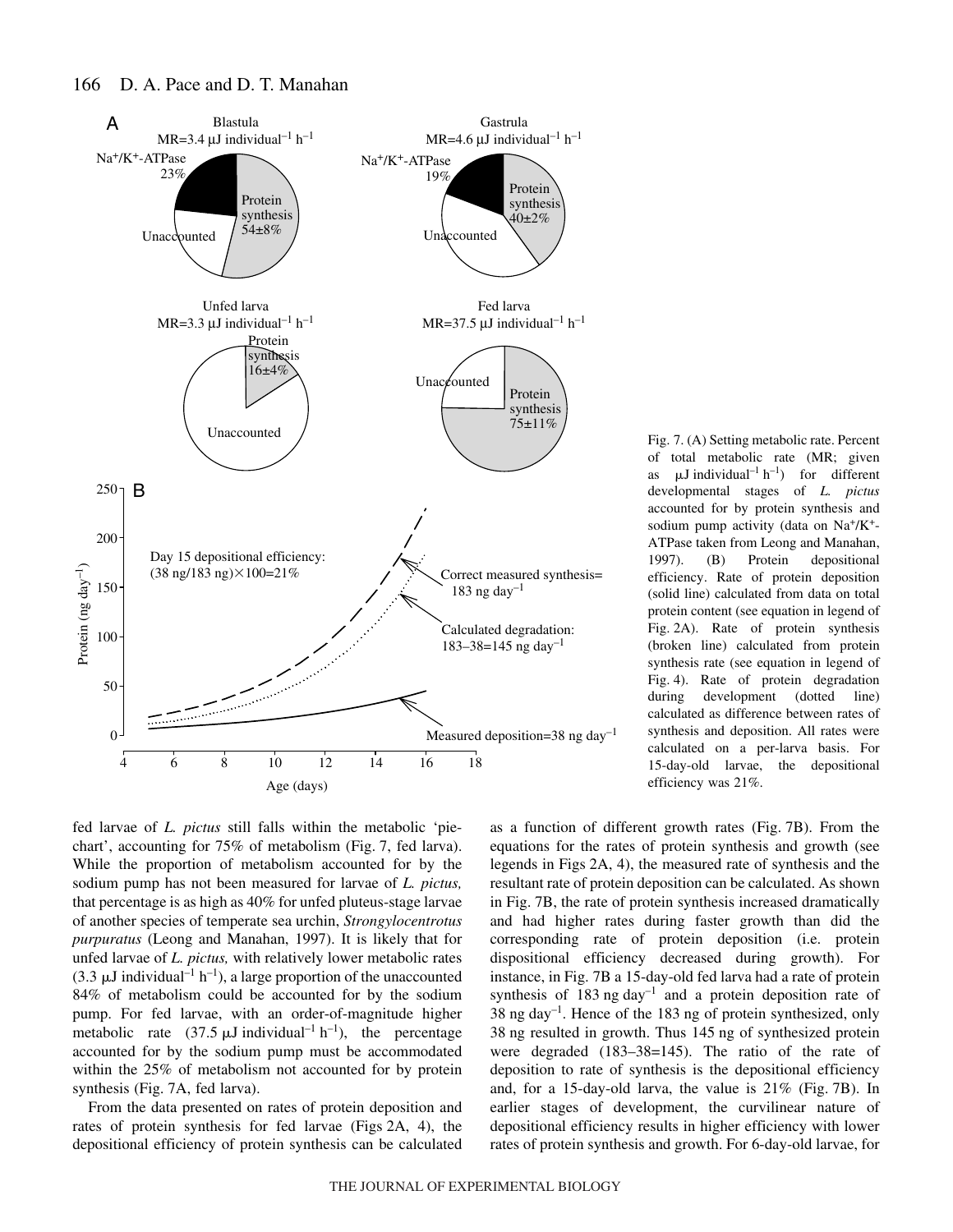Fig. 7. (A) Setting metabolic rate. Percent of total metabolic rate (MR; given as μJ individual$^{-1}$ h$^{-1}$) for different developmental stages of *L. pictus* accounted for by protein synthesis and sodium pump activity (data on $Na^{+}/K^{+}$-ATPase taken from Leong and Manahan, 1997). (B) Protein depositional efficiency. Rate of protein deposition (solid line) calculated from data on total protein content (see equation in legend of Fig. 2A). Rate of protein synthesis (broken line) calculated from protein synthesis rate (see equation in legend of Fig. 4). Rate of protein degradation during development (dotted line) calculated as difference between rates of synthesis and deposition. All rates were calculated on a per-larva basis. For 15-day-old larvae, the depositional efficiency was 21%.

fed larvae of *L. pictus* still falls within the metabolic 'pie-chart', accounting for 75% of metabolism (Fig. 7, fed larva). While the proportion of metabolism accounted for by the sodium pump has not been measured for larvae of *L. pictus,* that percentage is as high as 40% for unfed pluteus-stage larvae of another species of temperate sea urchin, *Strongylocentrotus purpuratus* (Leong and Manahan, 1997). It is likely that for unfed larvae of *L. pictus,* with relatively lower metabolic rates (3.3 μJ individual$^{-1}$ h$^{-1}$), a large proportion of the unaccounted 84% of metabolism could be accounted for by the sodium pump. For fed larvae, with an order-of-magnitude higher metabolic rate (37.5 μJ individual$^{-1}$ h$^{-1}$), the percentage accounted for by the sodium pump must be accommodated within the 25% of metabolism not accounted for by protein synthesis (Fig. 7A, fed larva).

From the data presented on rates of protein deposition and rates of protein synthesis for fed larvae (Figs 2A, 4), the depositional efficiency of protein synthesis can be calculated as a function of different growth rates (Fig. 7B). From the equations for the rates of protein synthesis and growth (see legends in Figs 2A, 4), the measured rate of synthesis and the resultant rate of protein deposition can be calculated. As shown in Fig. 7B, the rate of protein synthesis increased dramatically and had higher rates during faster growth than did the corresponding rate of protein deposition (i.e. protein dispositional efficiency decreased during growth). For instance, in Fig. 7B a 15-day-old fed larva had a rate of protein synthesis of 183 ng day$^{-1}$ and a protein deposition rate of 38 ng day$^{-1}$. Hence of the 183 ng of protein synthesized, only 38 ng resulted in growth. Thus 145 ng of synthesized protein were degraded (183–38=145). The ratio of the rate of deposition to rate of synthesis is the depositional efficiency and, for a 15-day-old larva, the value is 21% (Fig. 7B). In earlier stages of development, the curvilinear nature of depositional efficiency results in higher efficiency with lower rates of protein synthesis and growth. For 6-day-old larvae, for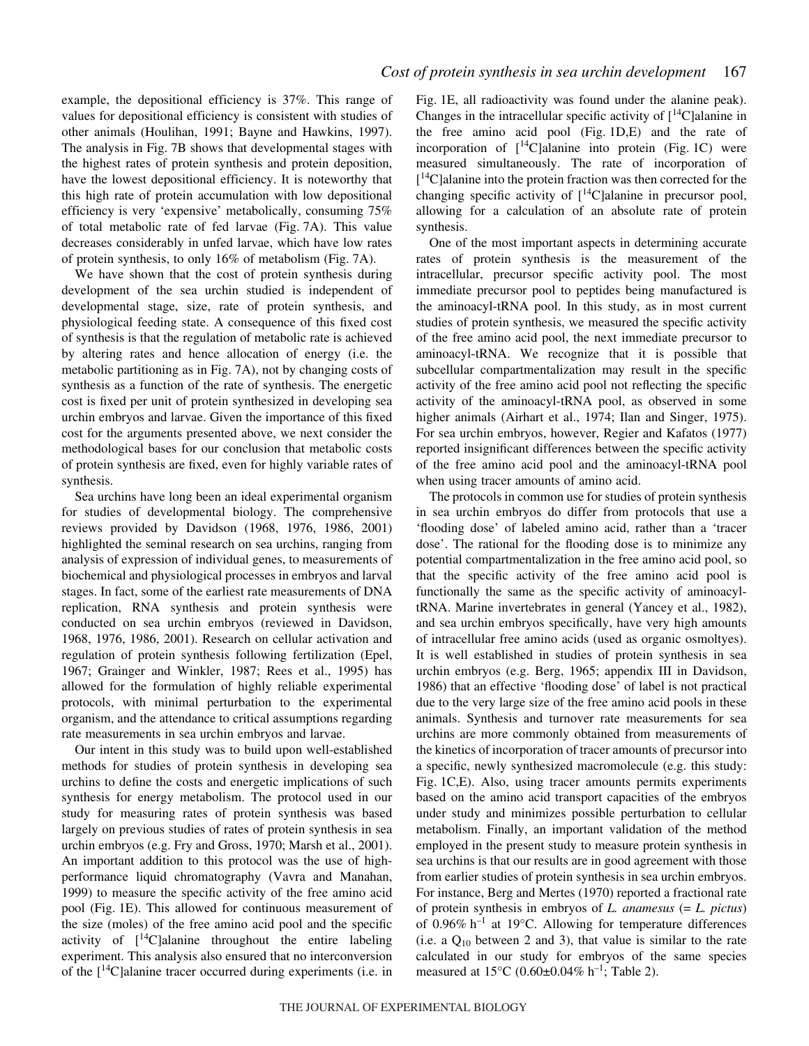example, the depositional efficiency is 37%. This range of values for depositional efficiency is consistent with studies of other animals (Houlihan, 1991; Bayne and Hawkins, 1997). The analysis in Fig. 7B shows that developmental stages with the highest rates of protein synthesis and protein deposition, have the lowest depositional efficiency. It is noteworthy that this high rate of protein accumulation with low depositional efficiency is very 'expensive' metabolically, consuming 75% of total metabolic rate of fed larvae (Fig. 7A). This value decreases considerably in unfed larvae, which have low rates of protein synthesis, to only 16% of metabolism (Fig. 7A).

We have shown that the cost of protein synthesis during development of the sea urchin studied is independent of developmental stage, size, rate of protein synthesis, and physiological feeding state. A consequence of this fixed cost of synthesis is that the regulation of metabolic rate is achieved by altering rates and hence allocation of energy (i.e. the metabolic partitioning as in Fig. 7A), not by changing costs of synthesis as a function of the rate of synthesis. The energetic cost is fixed per unit of protein synthesized in developing sea urchin embryos and larvae. Given the importance of this fixed cost for the arguments presented above, we next consider the methodological bases for our conclusion that metabolic costs of protein synthesis are fixed, even for highly variable rates of synthesis.

Sea urchins have long been an ideal experimental organism for studies of developmental biology. The comprehensive reviews provided by Davidson (1968, 1976, 1986, 2001) highlighted the seminal research on sea urchins, ranging from analysis of expression of individual genes, to measurements of biochemical and physiological processes in embryos and larval stages. In fact, some of the earliest rate measurements of DNA replication, RNA synthesis and protein synthesis were conducted on sea urchin embryos (reviewed in Davidson, 1968, 1976, 1986, 2001). Research on cellular activation and regulation of protein synthesis following fertilization (Epel, 1967; Grainger and Winkler, 1987; Rees et al., 1995) has allowed for the formulation of highly reliable experimental protocols, with minimal perturbation to the experimental organism, and the attendance to critical assumptions regarding rate measurements in sea urchin embryos and larvae.

Our intent in this study was to build upon well-established methods for studies of protein synthesis in developing sea urchins to define the costs and energetic implications of such synthesis for energy metabolism. The protocol used in our study for measuring rates of protein synthesis was based largely on previous studies of rates of protein synthesis in sea urchin embryos (e.g. Fry and Gross, 1970; Marsh et al., 2001). An important addition to this protocol was the use of high-performance liquid chromatography (Vavra and Manahan, 1999) to measure the specific activity of the free amino acid pool (Fig. 1E). This allowed for continuous measurement of the size (moles) of the free amino acid pool and the specific activity of [$^{14}$C]alanine throughout the entire labeling experiment. This analysis also ensured that no interconversion of the [$^{14}$C]alanine tracer occurred during experiments (i.e. in Fig. 1E, all radioactivity was found under the alanine peak). Changes in the intracellular specific activity of [$^{14}$C]alanine in the free amino acid pool (Fig. 1D,E) and the rate of incorporation of [$^{14}$C]alanine into protein (Fig. 1C) were measured simultaneously. The rate of incorporation of [$^{14}$C]alanine into the protein fraction was then corrected for the changing specific activity of [$^{14}$C]alanine in precursor pool, allowing for a calculation of an absolute rate of protein synthesis.

One of the most important aspects in determining accurate rates of protein synthesis is the measurement of the intracellular, precursor specific activity pool. The most immediate precursor pool to peptides being manufactured is the aminoacyl-tRNA pool. In this study, as in most current studies of protein synthesis, we measured the specific activity of the free amino acid pool, the next immediate precursor to aminoacyl-tRNA. We recognize that it is possible that subcellular compartmentalization may result in the specific activity of the free amino acid pool not reflecting the specific activity of the aminoacyl-tRNA pool, as observed in some higher animals (Airhart et al., 1974; Ilan and Singer, 1975). For sea urchin embryos, however, Regier and Kafatos (1977) reported insignificant differences between the specific activity of the free amino acid pool and the aminoacyl-tRNA pool when using tracer amounts of amino acid.

The protocols in common use for studies of protein synthesis in sea urchin embryos do differ from protocols that use a 'flooding dose' of labeled amino acid, rather than a 'tracer dose'. The rational for the flooding dose is to minimize any potential compartmentalization in the free amino acid pool, so that the specific activity of the free amino acid pool is functionally the same as the specific activity of aminoacyl-tRNA. Marine invertebrates in general (Yancey et al., 1982), and sea urchin embryos specifically, have very high amounts of intracellular free amino acids (used as organic osmoltyes). It is well established in studies of protein synthesis in sea urchin embryos (e.g. Berg, 1965; appendix III in Davidson, 1986) that an effective 'flooding dose' of label is not practical due to the very large size of the free amino acid pools in these animals. Synthesis and turnover rate measurements for sea urchins are more commonly obtained from measurements of the kinetics of incorporation of tracer amounts of precursor into a specific, newly synthesized macromolecule (e.g. this study: Fig. 1C,E). Also, using tracer amounts permits experiments based on the amino acid transport capacities of the embryos under study and minimizes possible perturbation to cellular metabolism. Finally, an important validation of the method employed in the present study to measure protein synthesis in sea urchins is that our results are in good agreement with those from earlier studies of protein synthesis in sea urchin embryos. For instance, Berg and Mertes (1970) reported a fractional rate of protein synthesis in embryos of *L. anamesus* (= *L. pictus*) of 0.96% $h^{-1}$ at 19°C. Allowing for temperature differences (i.e. a $Q_{10}$ between 2 and 3), that value is similar to the rate calculated in our study for embryos of the same species measured at 15°C (0.60±0.04% $h^{-1}$; Table 2).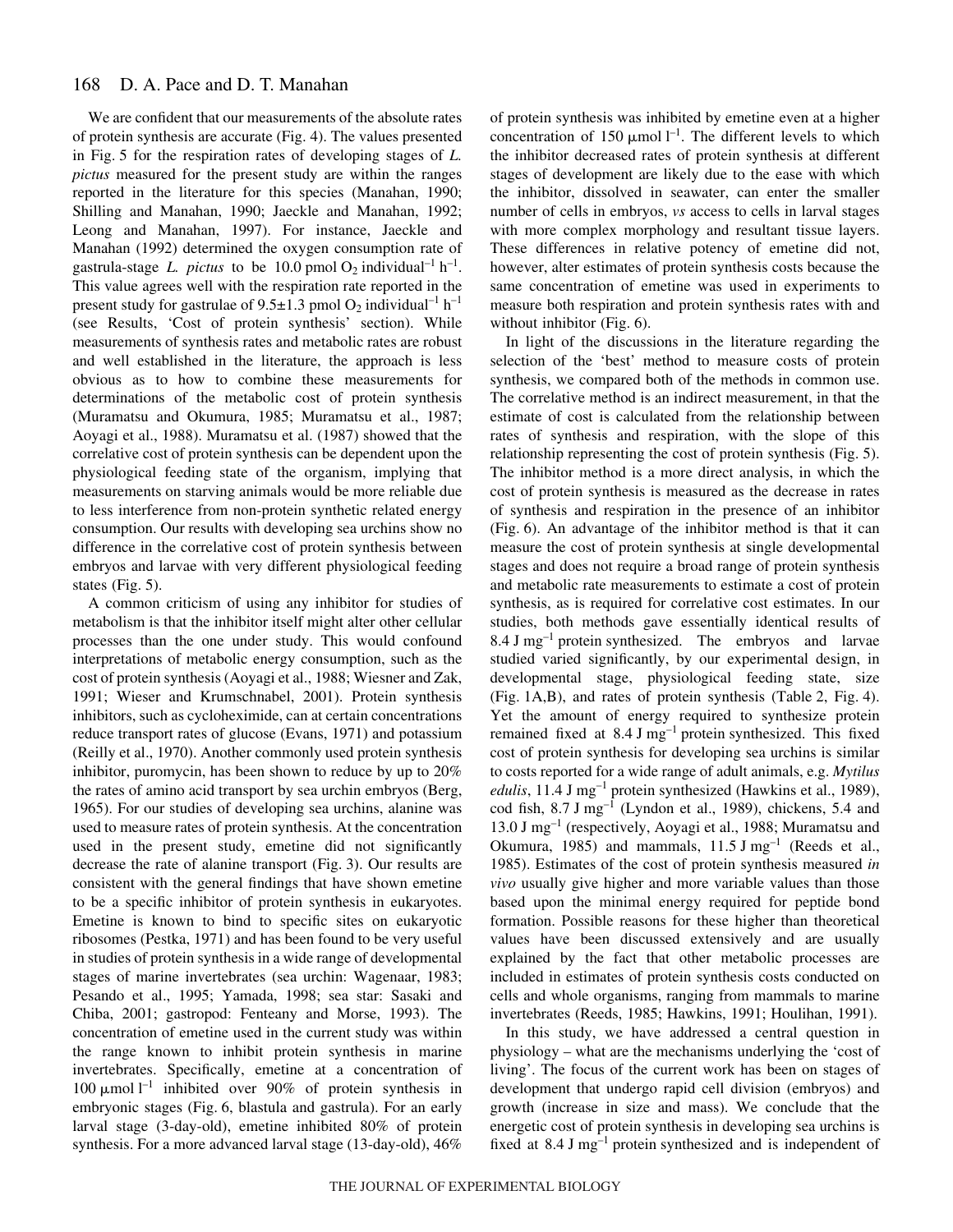We are confident that our measurements of the absolute rates of protein synthesis are accurate (Fig. 4). The values presented in Fig. 5 for the respiration rates of developing stages of *L. pictus* measured for the present study are within the ranges reported in the literature for this species (Manahan, 1990; Shilling and Manahan, 1990; Jaeckle and Manahan, 1992; Leong and Manahan, 1997). For instance, Jaeckle and Manahan (1992) determined the oxygen consumption rate of gastrula-stage *L. pictus* to be 10.0 pmol $O_2$ individual$^{-1}$ h$^{-1}$. This value agrees well with the respiration rate reported in the present study for gastrulae of 9.5±1.3 pmol $O_2$ individual$^{-1}$ h$^{-1}$ (see Results, 'Cost of protein synthesis' section). While measurements of synthesis rates and metabolic rates are robust and well established in the literature, the approach is less obvious as to how to combine these measurements for determinations of the metabolic cost of protein synthesis (Muramatsu and Okumura, 1985; Muramatsu et al., 1987; Aoyagi et al., 1988). Muramatsu et al. (1987) showed that the correlative cost of protein synthesis can be dependent upon the physiological feeding state of the organism, implying that measurements on starving animals would be more reliable due to less interference from non-protein synthetic related energy consumption. Our results with developing sea urchins show no difference in the correlative cost of protein synthesis between embryos and larvae with very different physiological feeding states (Fig. 5).

A common criticism of using any inhibitor for studies of metabolism is that the inhibitor itself might alter other cellular processes than the one under study. This would confound interpretations of metabolic energy consumption, such as the cost of protein synthesis (Aoyagi et al., 1988; Wiesner and Zak, 1991; Wieser and Krumschnabel, 2001). Protein synthesis inhibitors, such as cycloheximide, can at certain concentrations reduce transport rates of glucose (Evans, 1971) and potassium (Reilly et al., 1970). Another commonly used protein synthesis inhibitor, puromycin, has been shown to reduce by up to 20% the rates of amino acid transport by sea urchin embryos (Berg, 1965). For our studies of developing sea urchins, alanine was used to measure rates of protein synthesis. At the concentration used in the present study, emetine did not significantly decrease the rate of alanine transport (Fig. 3). Our results are consistent with the general findings that have shown emetine to be a specific inhibitor of protein synthesis in eukaryotes. Emetine is known to bind to specific sites on eukaryotic ribosomes (Pestka, 1971) and has been found to be very useful in studies of protein synthesis in a wide range of developmental stages of marine invertebrates (sea urchin: Wagenaar, 1983; Pesando et al., 1995; Yamada, 1998; sea star: Sasaki and Chiba, 2001; gastropod: Fenteany and Morse, 1993). The concentration of emetine used in the current study was within the range known to inhibit protein synthesis in marine invertebrates. Specifically, emetine at a concentration of 100 μmol l$^{-1}$ inhibited over 90% of protein synthesis in embryonic stages (Fig. 6, blastula and gastrula). For an early larval stage (3-day-old), emetine inhibited 80% of protein synthesis. For a more advanced larval stage (13-day-old), 46% of protein synthesis was inhibited by emetine even at a higher concentration of 150 μmol l$^{-1}$. The different levels to which the inhibitor decreased rates of protein synthesis at different stages of development are likely due to the ease with which the inhibitor, dissolved in seawater, can enter the smaller number of cells in embryos, *vs* access to cells in larval stages with more complex morphology and resultant tissue layers. These differences in relative potency of emetine did not, however, alter estimates of protein synthesis costs because the same concentration of emetine was used in experiments to measure both respiration and protein synthesis rates with and without inhibitor (Fig. 6).

In light of the discussions in the literature regarding the selection of the 'best' method to measure costs of protein synthesis, we compared both of the methods in common use. The correlative method is an indirect measurement, in that the estimate of cost is calculated from the relationship between rates of synthesis and respiration, with the slope of this relationship representing the cost of protein synthesis (Fig. 5). The inhibitor method is a more direct analysis, in which the cost of protein synthesis is measured as the decrease in rates of synthesis and respiration in the presence of an inhibitor (Fig. 6). An advantage of the inhibitor method is that it can measure the cost of protein synthesis at single developmental stages and does not require a broad range of protein synthesis and metabolic rate measurements to estimate a cost of protein synthesis, as is required for correlative cost estimates. In our studies, both methods gave essentially identical results of 8.4 J mg$^{-1}$ protein synthesized. The embryos and larvae studied varied significantly, by our experimental design, in developmental stage, physiological feeding state, size (Fig. 1A,B), and rates of protein synthesis (Table 2, Fig. 4). Yet the amount of energy required to synthesize protein remained fixed at 8.4 J mg$^{-1}$ protein synthesized. This fixed cost of protein synthesis for developing sea urchins is similar to costs reported for a wide range of adult animals, e.g. *Mytilus edulis*, 11.4 J mg$^{-1}$ protein synthesized (Hawkins et al., 1989), cod fish, 8.7 J mg$^{-1}$ (Lyndon et al., 1989), chickens, 5.4 and 13.0 J mg$^{-1}$ (respectively, Aoyagi et al., 1988; Muramatsu and Okumura, 1985) and mammals, 11.5 J mg$^{-1}$ (Reeds et al., 1985). Estimates of the cost of protein synthesis measured *in vivo* usually give higher and more variable values than those based upon the minimal energy required for peptide bond formation. Possible reasons for these higher than theoretical values have been discussed extensively and are usually explained by the fact that other metabolic processes are included in estimates of protein synthesis costs conducted on cells and whole organisms, ranging from mammals to marine invertebrates (Reeds, 1985; Hawkins, 1991; Houlihan, 1991).

In this study, we have addressed a central question in physiology – what are the mechanisms underlying the 'cost of living'. The focus of the current work has been on stages of development that undergo rapid cell division (embryos) and growth (increase in size and mass). We conclude that the energetic cost of protein synthesis in developing sea urchins is fixed at 8.4 J mg$^{-1}$ protein synthesized and is independent of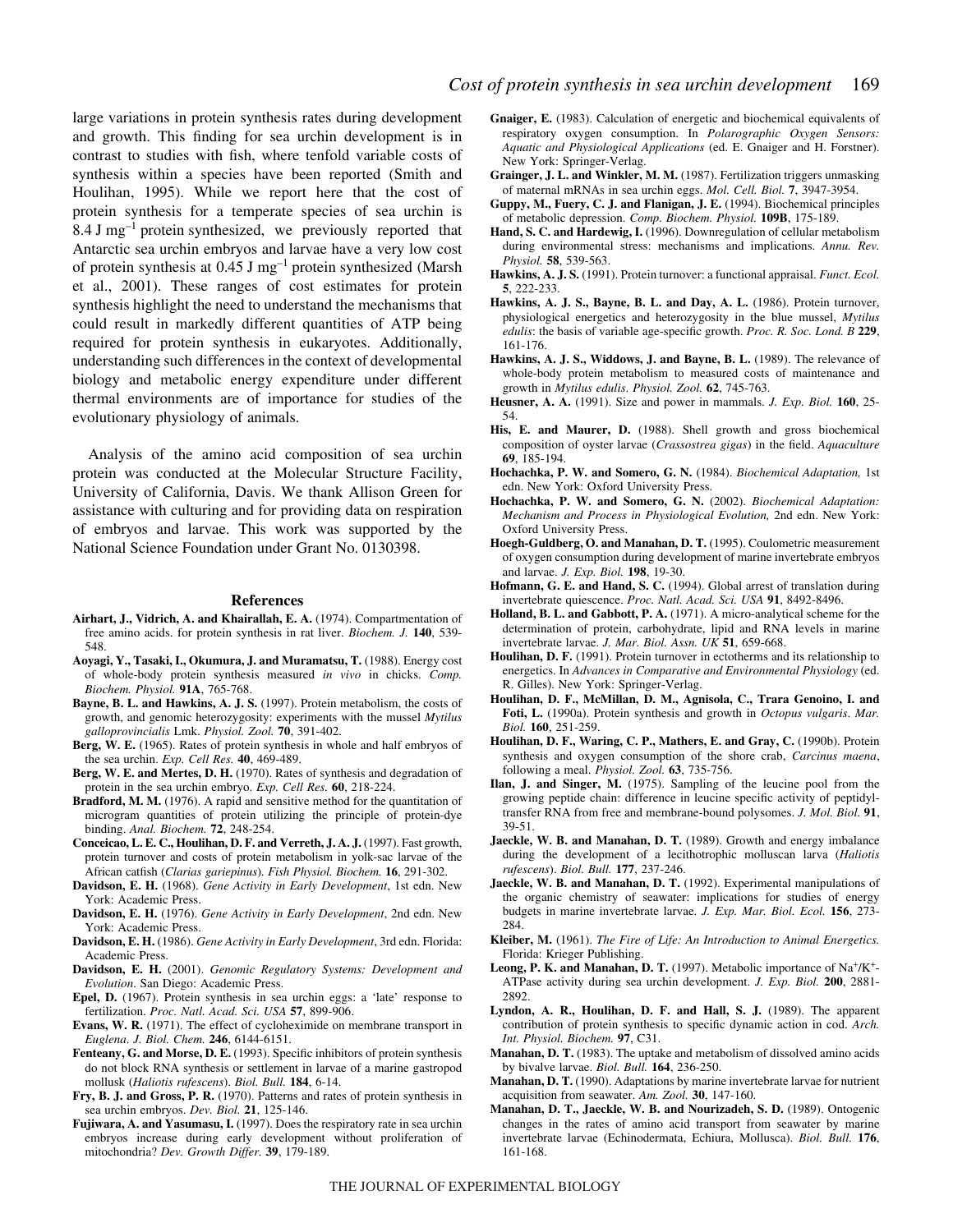large variations in protein synthesis rates during development and growth. This finding for sea urchin development is in contrast to studies with fish, where tenfold variable costs of synthesis within a species have been reported (Smith and Houlihan, 1995). While we report here that the cost of protein synthesis for a temperate species of sea urchin is 8.4 J mg$^{-1}$ protein synthesized, we previously reported that Antarctic sea urchin embryos and larvae have a very low cost of protein synthesis at 0.45 J mg$^{-1}$ protein synthesized (Marsh et al., 2001). These ranges of cost estimates for protein synthesis highlight the need to understand the mechanisms that could result in markedly different quantities of ATP being required for protein synthesis in eukaryotes. Additionally, understanding such differences in the context of developmental biology and metabolic energy expenditure under different thermal environments are of importance for studies of the evolutionary physiology of animals.

Analysis of the amino acid composition of sea urchin protein was conducted at the Molecular Structure Facility, University of California, Davis. We thank Allison Green for assistance with culturing and for providing data on respiration of embryos and larvae. This work was supported by the National Science Foundation under Grant No. 0130398.

## References

**Airhart, J., Vidrich, A. and Khairallah, E. A.** (1974). Compartmentation of free amino acids. for protein synthesis in rat liver. *Biochem. J.* **140**, 539-548.

**Aoyagi, Y., Tasaki, I., Okumura, J. and Muramatsu, T.** (1988). Energy cost of whole-body protein synthesis measured *in vivo* in chicks. *Comp. Biochem. Physiol.* **91A**, 765-768.

**Bayne, B. L. and Hawkins, A. J. S.** (1997). Protein metabolism, the costs of growth, and genomic heterozygosity: experiments with the mussel *Mytilus galloprovincialis* Lmk. *Physiol. Zool.* **70**, 391-402.

**Berg, W. E.** (1965). Rates of protein synthesis in whole and half embryos of the sea urchin. *Exp. Cell Res.* **40**, 469-489.

**Berg, W. E. and Mertes, D. H.** (1970). Rates of synthesis and degradation of protein in the sea urchin embryo. *Exp. Cell Res.* **60**, 218-224.

**Bradford, M. M.** (1976). A rapid and sensitive method for the quantitation of microgram quantities of protein utilizing the principle of protein-dye binding. *Anal. Biochem.* **72**, 248-254.

**Conceicao, L. E. C., Houlihan, D. F. and Verreth, J. A. J.** (1997). Fast growth, protein turnover and costs of protein metabolism in yolk-sac larvae of the African catfish (*Clarias gariepinus*). *Fish Physiol. Biochem.* **16**, 291-302.

**Davidson, E. H.** (1968). *Gene Activity in Early Development*, 1st edn. New York: Academic Press.

**Davidson, E. H.** (1976). *Gene Activity in Early Development*, 2nd edn. New York: Academic Press.

**Davidson, E. H.** (1986). *Gene Activity in Early Development*, 3rd edn. Florida: Academic Press.

**Davidson, E. H.** (2001). *Genomic Regulatory Systems: Development and Evolution*. San Diego: Academic Press.

**Epel, D.** (1967). Protein synthesis in sea urchin eggs: a 'late' response to fertilization. *Proc. Natl. Acad. Sci. USA* **57**, 899-906.

**Evans, W. R.** (1971). The effect of cycloheximide on membrane transport in *Euglena*. *J. Biol. Chem.* **246**, 6144-6151.

**Fenteany, G. and Morse, D. E.** (1993). Specific inhibitors of protein synthesis do not block RNA synthesis or settlement in larvae of a marine gastropod mollusk (*Haliotis rufescens*). *Biol. Bull.* **184**, 6-14.

**Fry, B. J. and Gross, P. R.** (1970). Patterns and rates of protein synthesis in sea urchin embryos. *Dev. Biol.* **21**, 125-146.

**Fujiwara, A. and Yasumasu, I.** (1997). Does the respiratory rate in sea urchin embryos increase during early development without proliferation of mitochondria? *Dev. Growth Differ.* **39**, 179-189.

**Gnaiger, E.** (1983). Calculation of energetic and biochemical equivalents of respiratory oxygen consumption. In *Polarographic Oxygen Sensors: Aquatic and Physiological Applications* (ed. E. Gnaiger and H. Forstner). New York: Springer-Verlag.

**Grainger, J. L. and Winkler, M. M.** (1987). Fertilization triggers unmasking of maternal mRNAs in sea urchin eggs. *Mol. Cell. Biol.* **7**, 3947-3954.

**Guppy, M., Fuery, C. J. and Flanigan, J. E.** (1994). Biochemical principles of metabolic depression. *Comp. Biochem. Physiol.* **109B**, 175-189.

**Hand, S. C. and Hardewig, I.** (1996). Downregulation of cellular metabolism during environmental stress: mechanisms and implications. *Annu. Rev. Physiol.* **58**, 539-563.

**Hawkins, A. J. S.** (1991). Protein turnover: a functional appraisal. *Funct. Ecol.* **5**, 222-233.

**Hawkins, A. J. S., Bayne, B. L. and Day, A. L.** (1986). Protein turnover, physiological energetics and heterozygosity in the blue mussel, *Mytilus edulis*: the basis of variable age-specific growth. *Proc. R. Soc. Lond. B* **229**, 161-176.

**Hawkins, A. J. S., Widdows, J. and Bayne, B. L.** (1989). The relevance of whole-body protein metabolism to measured costs of maintenance and growth in *Mytilus edulis*. *Physiol. Zool.* **62**, 745-763.

**Heusner, A. A.** (1991). Size and power in mammals. *J. Exp. Biol.* **160**, 25-54.

**His, E. and Maurer, D.** (1988). Shell growth and gross biochemical composition of oyster larvae (*Crassostrea gigas*) in the field. *Aquaculture* **69**, 185-194.

**Hochachka, P. W. and Somero, G. N.** (1984). *Biochemical Adaptation,* 1st edn. New York: Oxford University Press.

**Hochachka, P. W. and Somero, G. N.** (2002). *Biochemical Adaptation: Mechanism and Process in Physiological Evolution,* 2nd edn. New York: Oxford University Press.

**Hoegh-Guldberg, O. and Manahan, D. T.** (1995). Coulometric measurement of oxygen consumption during development of marine invertebrate embryos and larvae. *J. Exp. Biol.* **198**, 19-30.

**Hofmann, G. E. and Hand, S. C.** (1994). Global arrest of translation during invertebrate quiescence. *Proc. Natl. Acad. Sci. USA* **91**, 8492-8496.

**Holland, B. L. and Gabbott, P. A.** (1971). A micro-analytical scheme for the determination of protein, carbohydrate, lipid and RNA levels in marine invertebrate larvae. *J. Mar. Biol. Assn. UK* **51**, 659-668.

**Houlihan, D. F.** (1991). Protein turnover in ectotherms and its relationship to energetics. In *Advances in Comparative and Environmental Physiology* (ed. R. Gilles). New York: Springer-Verlag.

**Houlihan, D. F., McMillan, D. M., Agnisola, C., Trara Genoino, I. and Foti, L.** (1990a). Protein synthesis and growth in *Octopus vulgaris*. *Mar. Biol.* **160**, 251-259.

**Houlihan, D. F., Waring, C. P., Mathers, E. and Gray, C.** (1990b). Protein synthesis and oxygen consumption of the shore crab, *Carcinus maena*, following a meal. *Physiol. Zool.* **63**, 735-756.

**Ilan, J. and Singer, M.** (1975). Sampling of the leucine pool from the growing peptide chain: difference in leucine specific activity of peptidyl-transfer RNA from free and membrane-bound polysomes. *J. Mol. Biol.* **91**, 39-51.

**Jaeckle, W. B. and Manahan, D. T.** (1989). Growth and energy imbalance during the development of a lecithotrophic molluscan larva (*Haliotis rufescens*). *Biol. Bull.* **177**, 237-246.

**Jaeckle, W. B. and Manahan, D. T.** (1992). Experimental manipulations of the organic chemistry of seawater: implications for studies of energy budgets in marine invertebrate larvae. *J. Exp. Mar. Biol. Ecol.* **156**, 273-284.

**Kleiber, M.** (1961). *The Fire of Life: An Introduction to Animal Energetics.* Florida: Krieger Publishing.

**Leong, P. K. and Manahan, D. T.** (1997). Metabolic importance of $Na^+/K^+$-ATPase activity during sea urchin development. *J. Exp. Biol.* **200**, 2881-2892.

**Lyndon, A. R., Houlihan, D. F. and Hall, S. J.** (1989). The apparent contribution of protein synthesis to specific dynamic action in cod. *Arch. Int. Physiol. Biochem.* **97**, C31.

**Manahan, D. T.** (1983). The uptake and metabolism of dissolved amino acids by bivalve larvae. *Biol. Bull.* **164**, 236-250.

**Manahan, D. T.** (1990). Adaptations by marine invertebrate larvae for nutrient acquisition from seawater. *Am. Zool.* **30**, 147-160.

**Manahan, D. T., Jaeckle, W. B. and Nourizadeh, S. D.** (1989). Ontogenic changes in the rates of amino acid transport from seawater by marine invertebrate larvae (Echinodermata, Echiura, Mollusca). *Biol. Bull.* **176**, 161-168.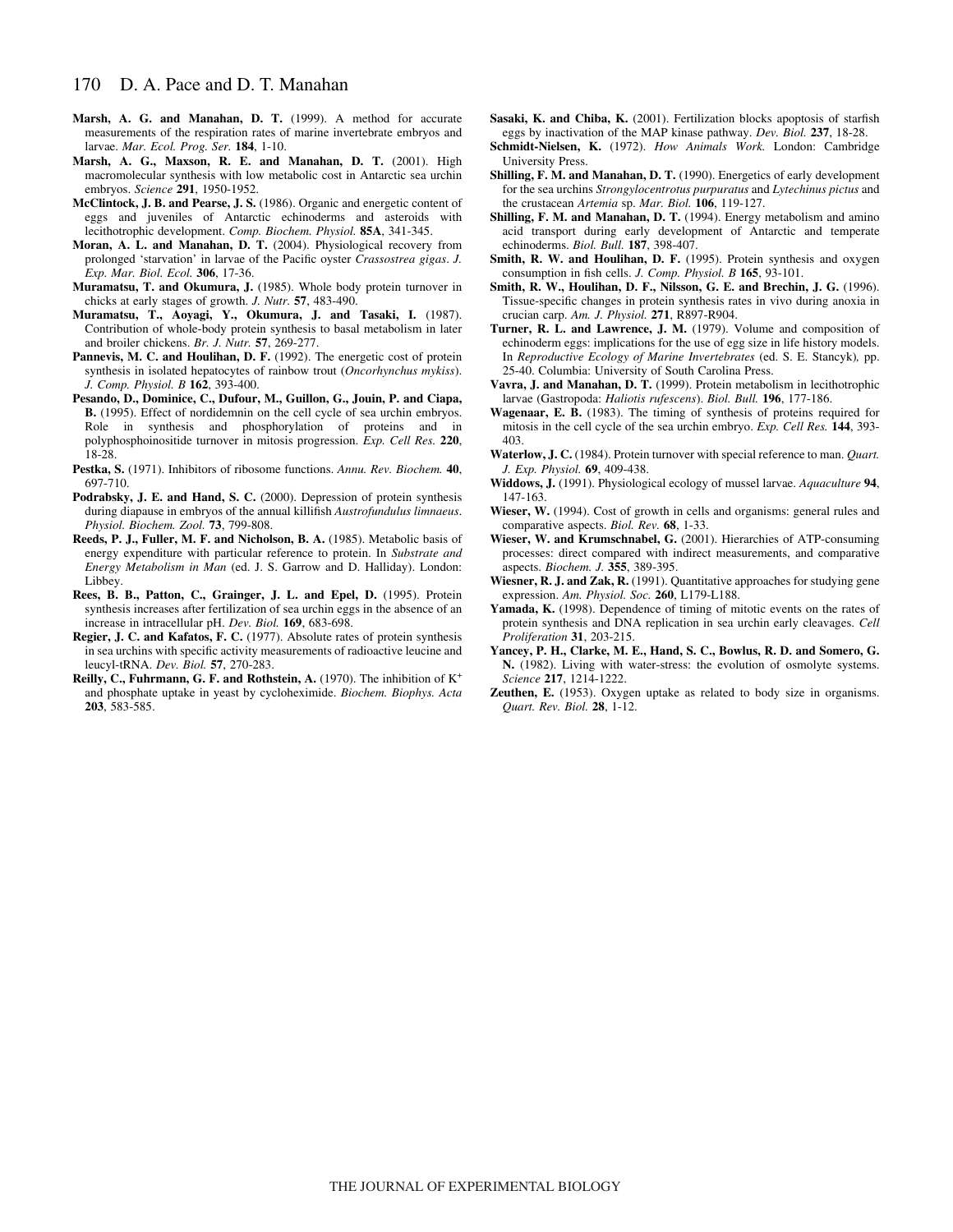**Marsh, A. G. and Manahan, D. T.** (1999). A method for accurate measurements of the respiration rates of marine invertebrate embryos and larvae. *Mar. Ecol. Prog. Ser.* **184**, 1-10.

**Marsh, A. G., Maxson, R. E. and Manahan, D. T.** (2001). High macromolecular synthesis with low metabolic cost in Antarctic sea urchin embryos. *Science* **291**, 1950-1952.

**McClintock, J. B. and Pearse, J. S.** (1986). Organic and energetic content of eggs and juveniles of Antarctic echinoderms and asteroids with lecithotrophic development. *Comp. Biochem. Physiol.* **85A**, 341-345.

**Moran, A. L. and Manahan, D. T.** (2004). Physiological recovery from prolonged 'starvation' in larvae of the Pacific oyster *Crassostrea gigas*. *J. Exp. Mar. Biol. Ecol.* **306**, 17-36.

**Muramatsu, T. and Okumura, J.** (1985). Whole body protein turnover in chicks at early stages of growth. *J. Nutr.* **57**, 483-490.

**Muramatsu, T., Aoyagi, Y., Okumura, J. and Tasaki, I.** (1987). Contribution of whole-body protein synthesis to basal metabolism in later and broiler chickens. *Br. J. Nutr.* **57**, 269-277.

**Pannevis, M. C. and Houlihan, D. F.** (1992). The energetic cost of protein synthesis in isolated hepatocytes of rainbow trout (*Oncorhynchus mykiss*). *J. Comp. Physiol. B* **162**, 393-400.

**Pesando, D., Dominice, C., Dufour, M., Guillon, G., Jouin, P. and Ciapa, B.** (1995). Effect of nordidemnin on the cell cycle of sea urchin embryos. Role in synthesis and phosphorylation of proteins and in polyphosphoinositide turnover in mitosis progression. *Exp. Cell Res.* **220**, 18-28.

**Pestka, S.** (1971). Inhibitors of ribosome functions. *Annu. Rev. Biochem.* **40**, 697-710.

**Podrabsky, J. E. and Hand, S. C.** (2000). Depression of protein synthesis during diapause in embryos of the annual killifish *Austrofundulus limnaeus*. *Physiol. Biochem. Zool.* **73**, 799-808.

**Reeds, P. J., Fuller, M. F. and Nicholson, B. A.** (1985). Metabolic basis of energy expenditure with particular reference to protein. In *Substrate and Energy Metabolism in Man* (ed. J. S. Garrow and D. Halliday). London: Libbey.

**Rees, B. B., Patton, C., Grainger, J. L. and Epel, D.** (1995). Protein synthesis increases after fertilization of sea urchin eggs in the absence of an increase in intracellular pH. *Dev. Biol.* **169**, 683-698.

**Regier, J. C. and Kafatos, F. C.** (1977). Absolute rates of protein synthesis in sea urchins with specific activity measurements of radioactive leucine and leucyl-tRNA. *Dev. Biol.* **57**, 270-283.

**Reilly, C., Fuhrmann, G. F. and Rothstein, A.** (1970). The inhibition of $K^+$ and phosphate uptake in yeast by cycloheximide. *Biochem. Biophys. Acta* **203**, 583-585.

**Sasaki, K. and Chiba, K.** (2001). Fertilization blocks apoptosis of starfish eggs by inactivation of the MAP kinase pathway. *Dev. Biol.* **237**, 18-28.

**Schmidt-Nielsen, K.** (1972). *How Animals Work.* London: Cambridge University Press.

**Shilling, F. M. and Manahan, D. T.** (1990). Energetics of early development for the sea urchins *Strongylocentrotus purpuratus* and *Lytechinus pictus* and the crustacean *Artemia* sp. *Mar. Biol.* **106**, 119-127.

**Shilling, F. M. and Manahan, D. T.** (1994). Energy metabolism and amino acid transport during early development of Antarctic and temperate echinoderms. *Biol. Bull.* **187**, 398-407.

**Smith, R. W. and Houlihan, D. F.** (1995). Protein synthesis and oxygen consumption in fish cells. *J. Comp. Physiol. B* **165**, 93-101.

**Smith, R. W., Houlihan, D. F., Nilsson, G. E. and Brechin, J. G.** (1996). Tissue-specific changes in protein synthesis rates in vivo during anoxia in crucian carp. *Am. J. Physiol.* **271**, R897-R904.

**Turner, R. L. and Lawrence, J. M.** (1979). Volume and composition of echinoderm eggs: implications for the use of egg size in life history models. In *Reproductive Ecology of Marine Invertebrates* (ed. S. E. Stancyk), pp. 25-40. Columbia: University of South Carolina Press.

**Vavra, J. and Manahan, D. T.** (1999). Protein metabolism in lecithotrophic larvae (Gastropoda: *Haliotis rufescens*). *Biol. Bull.* **196**, 177-186.

**Wagenaar, E. B.** (1983). The timing of synthesis of proteins required for mitosis in the cell cycle of the sea urchin embryo. *Exp. Cell Res.* **144**, 393-403.

**Waterlow, J. C.** (1984). Protein turnover with special reference to man. *Quart. J. Exp. Physiol.* **69**, 409-438.

**Widdows, J.** (1991). Physiological ecology of mussel larvae. *Aquaculture* **94**, 147-163.

**Wieser, W.** (1994). Cost of growth in cells and organisms: general rules and comparative aspects. *Biol. Rev.* **68**, 1-33.

**Wieser, W. and Krumschnabel, G.** (2001). Hierarchies of ATP-consuming processes: direct compared with indirect measurements, and comparative aspects. *Biochem. J.* **355**, 389-395.

**Wiesner, R. J. and Zak, R.** (1991). Quantitative approaches for studying gene expression. *Am. Physiol. Soc.* **260**, L179-L188.

**Yamada, K.** (1998). Dependence of timing of mitotic events on the rates of protein synthesis and DNA replication in sea urchin early cleavages. *Cell Proliferation* **31**, 203-215.

**Yancey, P. H., Clarke, M. E., Hand, S. C., Bowlus, R. D. and Somero, G. N.** (1982). Living with water-stress: the evolution of osmolyte systems. *Science* **217**, 1214-1222.

**Zeuthen, E.** (1953). Oxygen uptake as related to body size in organisms. *Quart. Rev. Biol.* **28**, 1-12.